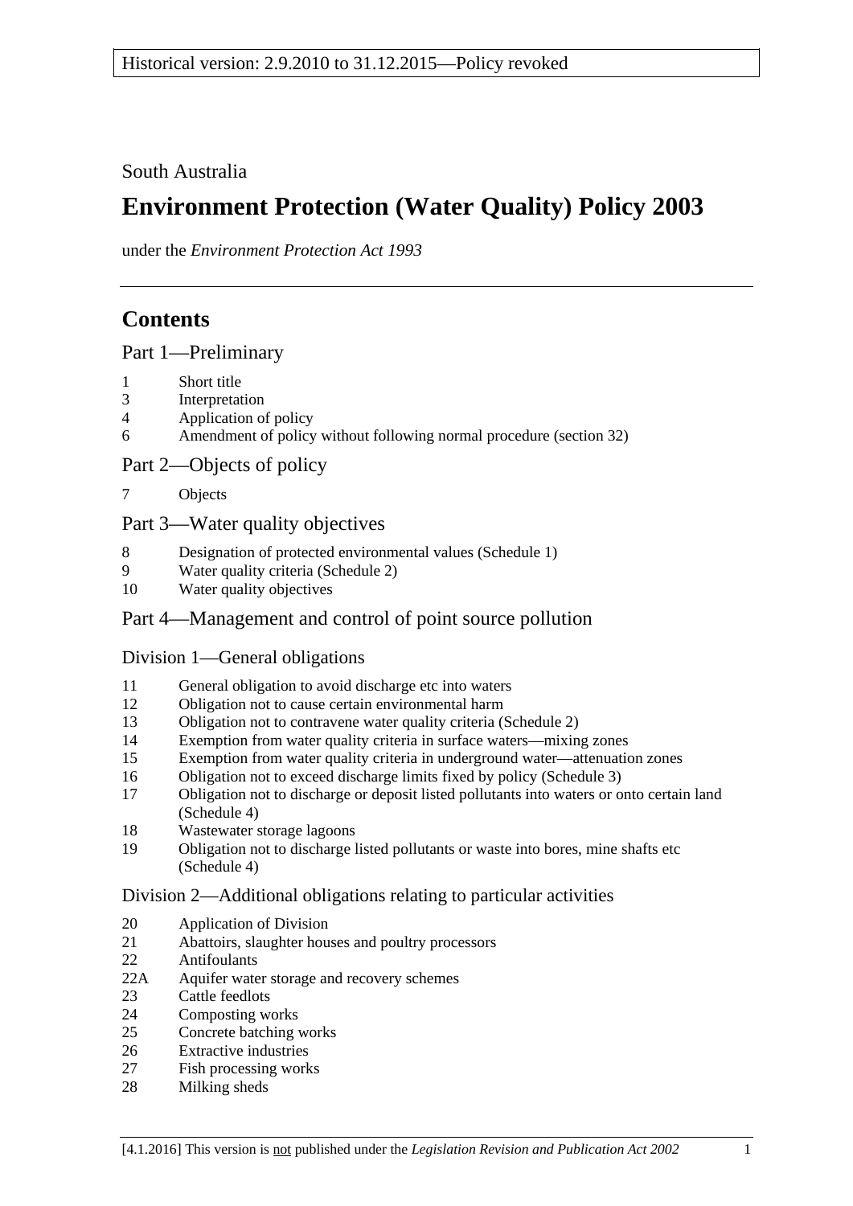Historical version: 2.9.2010 to 31.12.2015—Policy revoked

South Australia

# Environment Protection (Water Quality) Policy 2003

under the *Environment Protection Act 1993*

## Contents

### Part 1—Preliminary

1 Short title
3 Interpretation
4 Application of policy
6 Amendment of policy without following normal procedure (section 32)

### Part 2—Objects of policy

7 Objects

### Part 3—Water quality objectives

8 Designation of protected environmental values (Schedule 1)
9 Water quality criteria (Schedule 2)
10 Water quality objectives

### Part 4—Management and control of point source pollution

#### Division 1—General obligations

11 General obligation to avoid discharge etc into waters
12 Obligation not to cause certain environmental harm
13 Obligation not to contravene water quality criteria (Schedule 2)
14 Exemption from water quality criteria in surface waters—mixing zones
15 Exemption from water quality criteria in underground water—attenuation zones
16 Obligation not to exceed discharge limits fixed by policy (Schedule 3)
17 Obligation not to discharge or deposit listed pollutants into waters or onto certain land (Schedule 4)
18 Wastewater storage lagoons
19 Obligation not to discharge listed pollutants or waste into bores, mine shafts etc (Schedule 4)

#### Division 2—Additional obligations relating to particular activities

20 Application of Division
21 Abattoirs, slaughter houses and poultry processors
22 Antifoulants
22A Aquifer water storage and recovery schemes
23 Cattle feedlots
24 Composting works
25 Concrete batching works
26 Extractive industries
27 Fish processing works
28 Milking sheds

[4.1.2016] This version is not published under the *Legislation Revision and Publication Act 2002*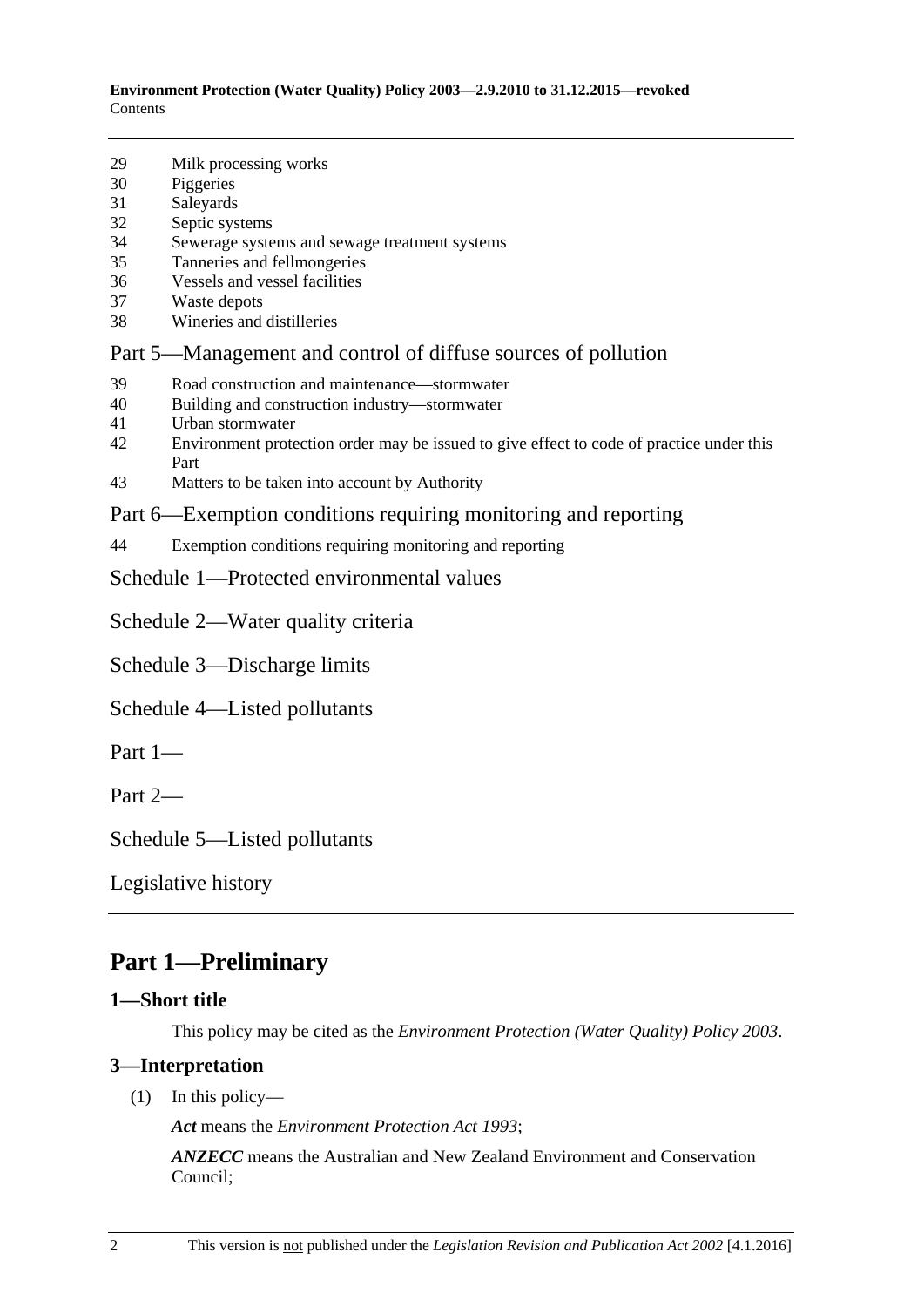29 Milk processing works
30 Piggeries
31 Saleyards
32 Septic systems
34 Sewerage systems and sewage treatment systems
35 Tanneries and fellmongeries
36 Vessels and vessel facilities
37 Waste depots
38 Wineries and distilleries

Part 5—Management and control of diffuse sources of pollution

39 Road construction and maintenance—stormwater
40 Building and construction industry—stormwater
41 Urban stormwater
42 Environment protection order may be issued to give effect to code of practice under this Part
43 Matters to be taken into account by Authority

Part 6—Exemption conditions requiring monitoring and reporting

44 Exemption conditions requiring monitoring and reporting

Schedule 1—Protected environmental values

Schedule 2—Water quality criteria

Schedule 3—Discharge limits

Schedule 4—Listed pollutants

Part 1—

Part 2—

Schedule 5—Listed pollutants

Legislative history

# Part 1—Preliminary

## 1—Short title

This policy may be cited as the *Environment Protection (Water Quality) Policy 2003*.

## 3—Interpretation

(1) In this policy—

***Act*** means the *Environment Protection Act 1993*;

***ANZECC*** means the Australian and New Zealand Environment and Conservation Council;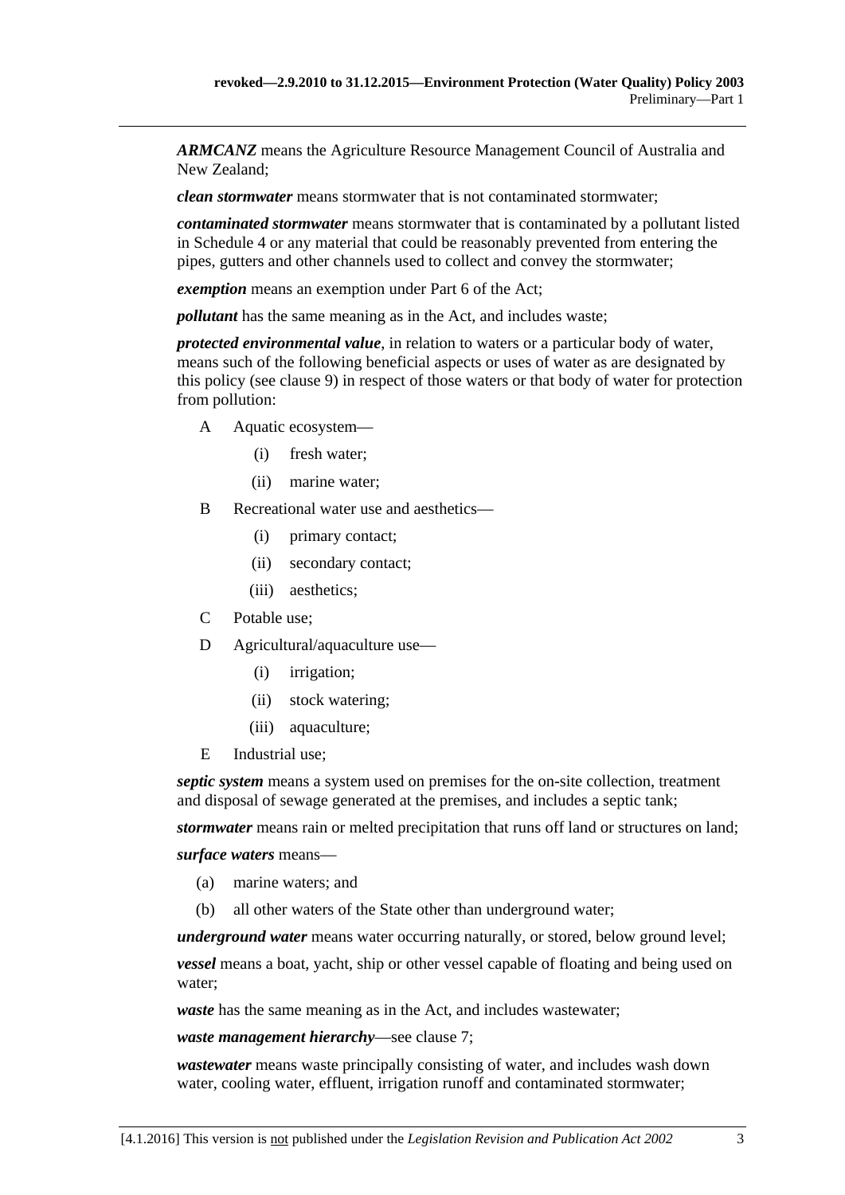***ARMCANZ*** means the Agriculture Resource Management Council of Australia and New Zealand;

***clean stormwater*** means stormwater that is not contaminated stormwater;

***contaminated stormwater*** means stormwater that is contaminated by a pollutant listed in Schedule 4 or any material that could be reasonably prevented from entering the pipes, gutters and other channels used to collect and convey the stormwater;

***exemption*** means an exemption under Part 6 of the Act;

***pollutant*** has the same meaning as in the Act, and includes waste;

***protected environmental value***, in relation to waters or a particular body of water, means such of the following beneficial aspects or uses of water as are designated by this policy (see clause 9) in respect of those waters or that body of water for protection from pollution:

- A Aquatic ecosystem—
  - (i) fresh water;
  - (ii) marine water;
- B Recreational water use and aesthetics—
  - (i) primary contact;
  - (ii) secondary contact;
  - (iii) aesthetics;
- C Potable use;
- D Agricultural/aquaculture use—
  - (i) irrigation;
  - (ii) stock watering;
  - (iii) aquaculture;
- E Industrial use;

***septic system*** means a system used on premises for the on-site collection, treatment and disposal of sewage generated at the premises, and includes a septic tank;

***stormwater*** means rain or melted precipitation that runs off land or structures on land;

***surface waters*** means—

- (a) marine waters; and
- (b) all other waters of the State other than underground water;

***underground water*** means water occurring naturally, or stored, below ground level;

***vessel*** means a boat, yacht, ship or other vessel capable of floating and being used on water;

***waste*** has the same meaning as in the Act, and includes wastewater;

***waste management hierarchy***—see clause 7;

***wastewater*** means waste principally consisting of water, and includes wash down water, cooling water, effluent, irrigation runoff and contaminated stormwater;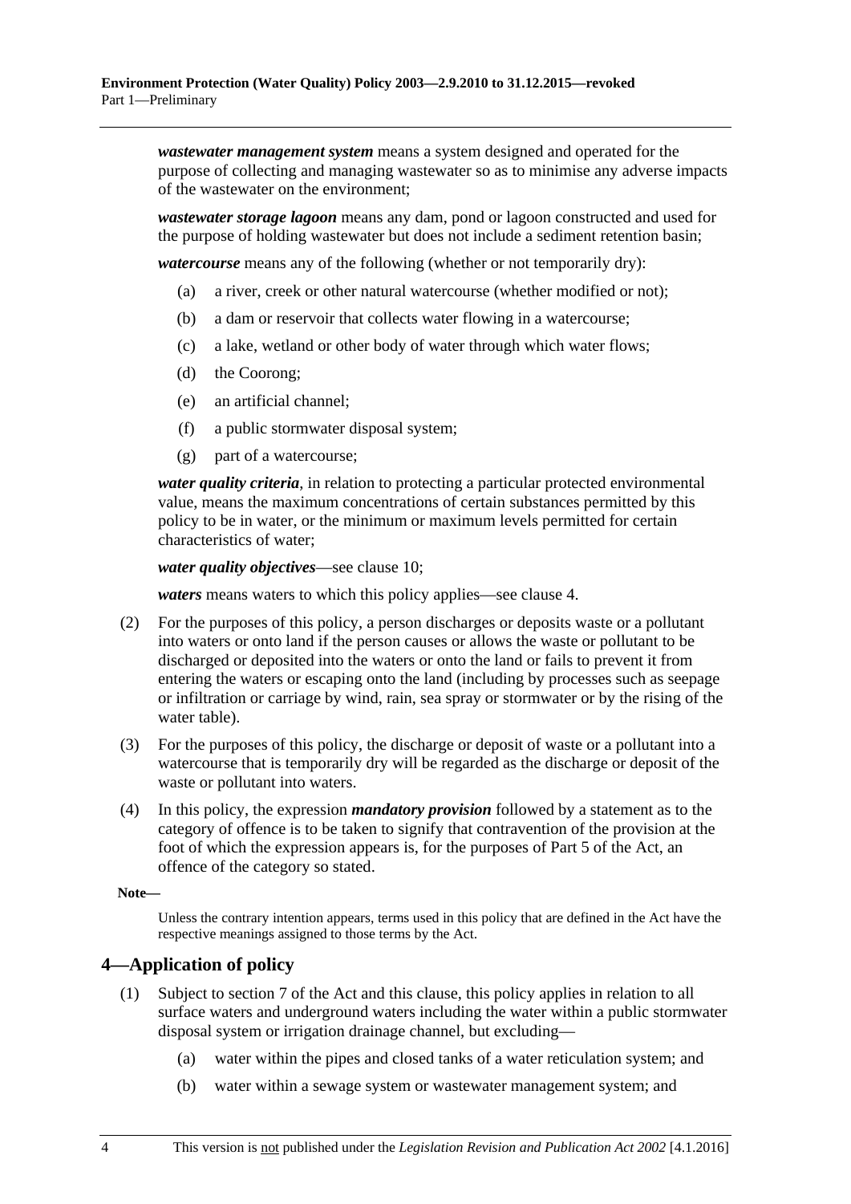***wastewater management system*** means a system designed and operated for the purpose of collecting and managing wastewater so as to minimise any adverse impacts of the wastewater on the environment;

***wastewater storage lagoon*** means any dam, pond or lagoon constructed and used for the purpose of holding wastewater but does not include a sediment retention basin;

***watercourse*** means any of the following (whether or not temporarily dry):

(a) a river, creek or other natural watercourse (whether modified or not);

(b) a dam or reservoir that collects water flowing in a watercourse;

(c) a lake, wetland or other body of water through which water flows;

(d) the Coorong;

(e) an artificial channel;

(f) a public stormwater disposal system;

(g) part of a watercourse;

***water quality criteria***, in relation to protecting a particular protected environmental value, means the maximum concentrations of certain substances permitted by this policy to be in water, or the minimum or maximum levels permitted for certain characteristics of water;

***water quality objectives***—see clause 10;

***waters*** means waters to which this policy applies—see clause 4.

(2) For the purposes of this policy, a person discharges or deposits waste or a pollutant into waters or onto land if the person causes or allows the waste or pollutant to be discharged or deposited into the waters or onto the land or fails to prevent it from entering the waters or escaping onto the land (including by processes such as seepage or infiltration or carriage by wind, rain, sea spray or stormwater or by the rising of the water table).

(3) For the purposes of this policy, the discharge or deposit of waste or a pollutant into a watercourse that is temporarily dry will be regarded as the discharge or deposit of the waste or pollutant into waters.

(4) In this policy, the expression ***mandatory provision*** followed by a statement as to the category of offence is to be taken to signify that contravention of the provision at the foot of which the expression appears is, for the purposes of Part 5 of the Act, an offence of the category so stated.

**Note—**

Unless the contrary intention appears, terms used in this policy that are defined in the Act have the respective meanings assigned to those terms by the Act.

## 4—Application of policy

(1) Subject to section 7 of the Act and this clause, this policy applies in relation to all surface waters and underground waters including the water within a public stormwater disposal system or irrigation drainage channel, but excluding—

(a) water within the pipes and closed tanks of a water reticulation system; and

(b) water within a sewage system or wastewater management system; and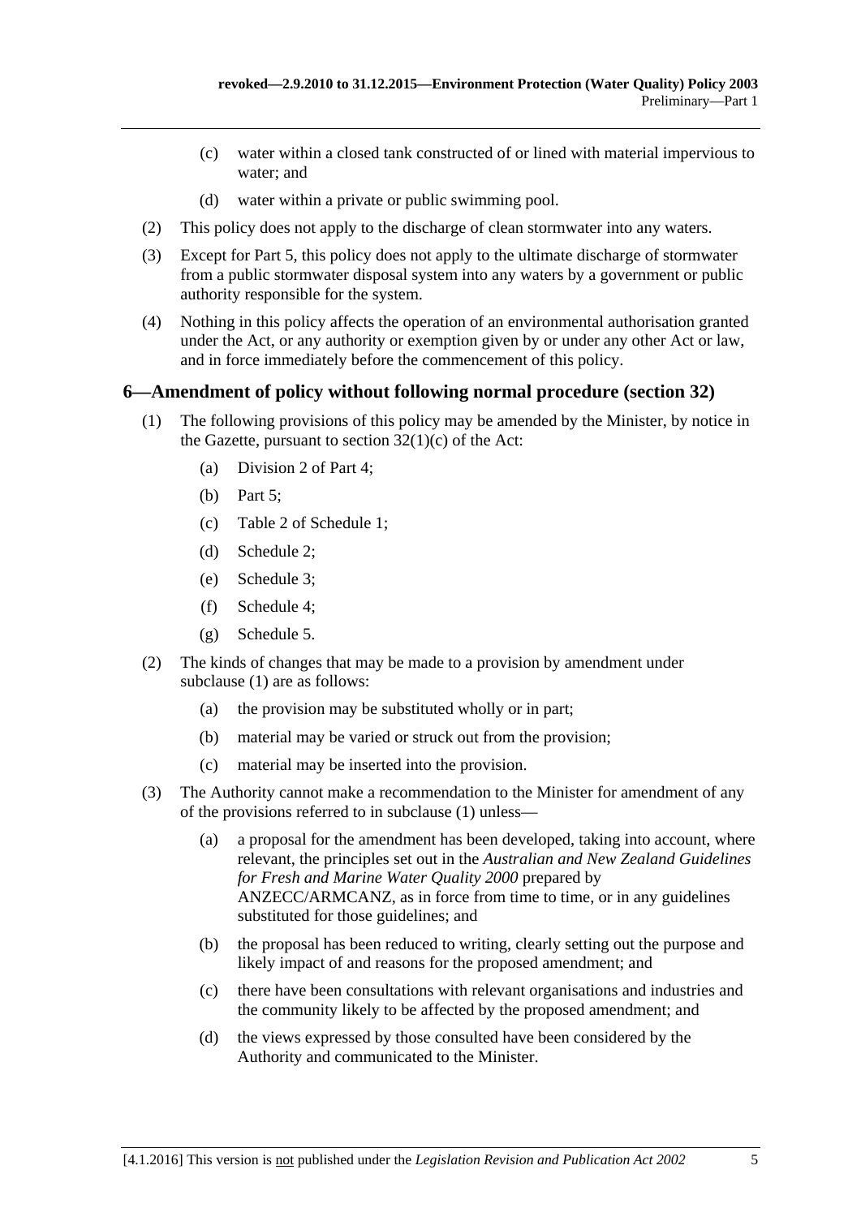(c) water within a closed tank constructed of or lined with material impervious to water; and

(d) water within a private or public swimming pool.

(2) This policy does not apply to the discharge of clean stormwater into any waters.

(3) Except for Part 5, this policy does not apply to the ultimate discharge of stormwater from a public stormwater disposal system into any waters by a government or public authority responsible for the system.

(4) Nothing in this policy affects the operation of an environmental authorisation granted under the Act, or any authority or exemption given by or under any other Act or law, and in force immediately before the commencement of this policy.

## 6—Amendment of policy without following normal procedure (section 32)

(1) The following provisions of this policy may be amended by the Minister, by notice in the Gazette, pursuant to section 32(1)(c) of the Act:

(a) Division 2 of Part 4;

(b) Part 5;

(c) Table 2 of Schedule 1;

(d) Schedule 2;

(e) Schedule 3;

(f) Schedule 4;

(g) Schedule 5.

(2) The kinds of changes that may be made to a provision by amendment under subclause (1) are as follows:

(a) the provision may be substituted wholly or in part;

(b) material may be varied or struck out from the provision;

(c) material may be inserted into the provision.

(3) The Authority cannot make a recommendation to the Minister for amendment of any of the provisions referred to in subclause (1) unless—

(a) a proposal for the amendment has been developed, taking into account, where relevant, the principles set out in the *Australian and New Zealand Guidelines for Fresh and Marine Water Quality 2000* prepared by ANZECC/ARMCANZ, as in force from time to time, or in any guidelines substituted for those guidelines; and

(b) the proposal has been reduced to writing, clearly setting out the purpose and likely impact of and reasons for the proposed amendment; and

(c) there have been consultations with relevant organisations and industries and the community likely to be affected by the proposed amendment; and

(d) the views expressed by those consulted have been considered by the Authority and communicated to the Minister.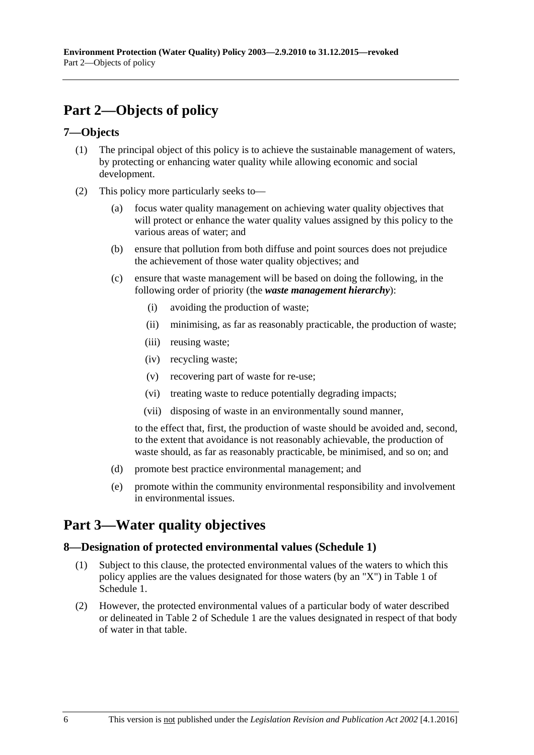# Part 2—Objects of policy

## 7—Objects

(1) The principal object of this policy is to achieve the sustainable management of waters, by protecting or enhancing water quality while allowing economic and social development.

(2) This policy more particularly seeks to—

(a) focus water quality management on achieving water quality objectives that will protect or enhance the water quality values assigned by this policy to the various areas of water; and

(b) ensure that pollution from both diffuse and point sources does not prejudice the achievement of those water quality objectives; and

(c) ensure that waste management will be based on doing the following, in the following order of priority (the ***waste management hierarchy***):

(i) avoiding the production of waste;

(ii) minimising, as far as reasonably practicable, the production of waste;

(iii) reusing waste;

(iv) recycling waste;

(v) recovering part of waste for re-use;

(vi) treating waste to reduce potentially degrading impacts;

(vii) disposing of waste in an environmentally sound manner,

to the effect that, first, the production of waste should be avoided and, second, to the extent that avoidance is not reasonably achievable, the production of waste should, as far as reasonably practicable, be minimised, and so on; and

(d) promote best practice environmental management; and

(e) promote within the community environmental responsibility and involvement in environmental issues.

# Part 3—Water quality objectives

## 8—Designation of protected environmental values (Schedule 1)

(1) Subject to this clause, the protected environmental values of the waters to which this policy applies are the values designated for those waters (by an "X") in Table 1 of Schedule 1.

(2) However, the protected environmental values of a particular body of water described or delineated in Table 2 of Schedule 1 are the values designated in respect of that body of water in that table.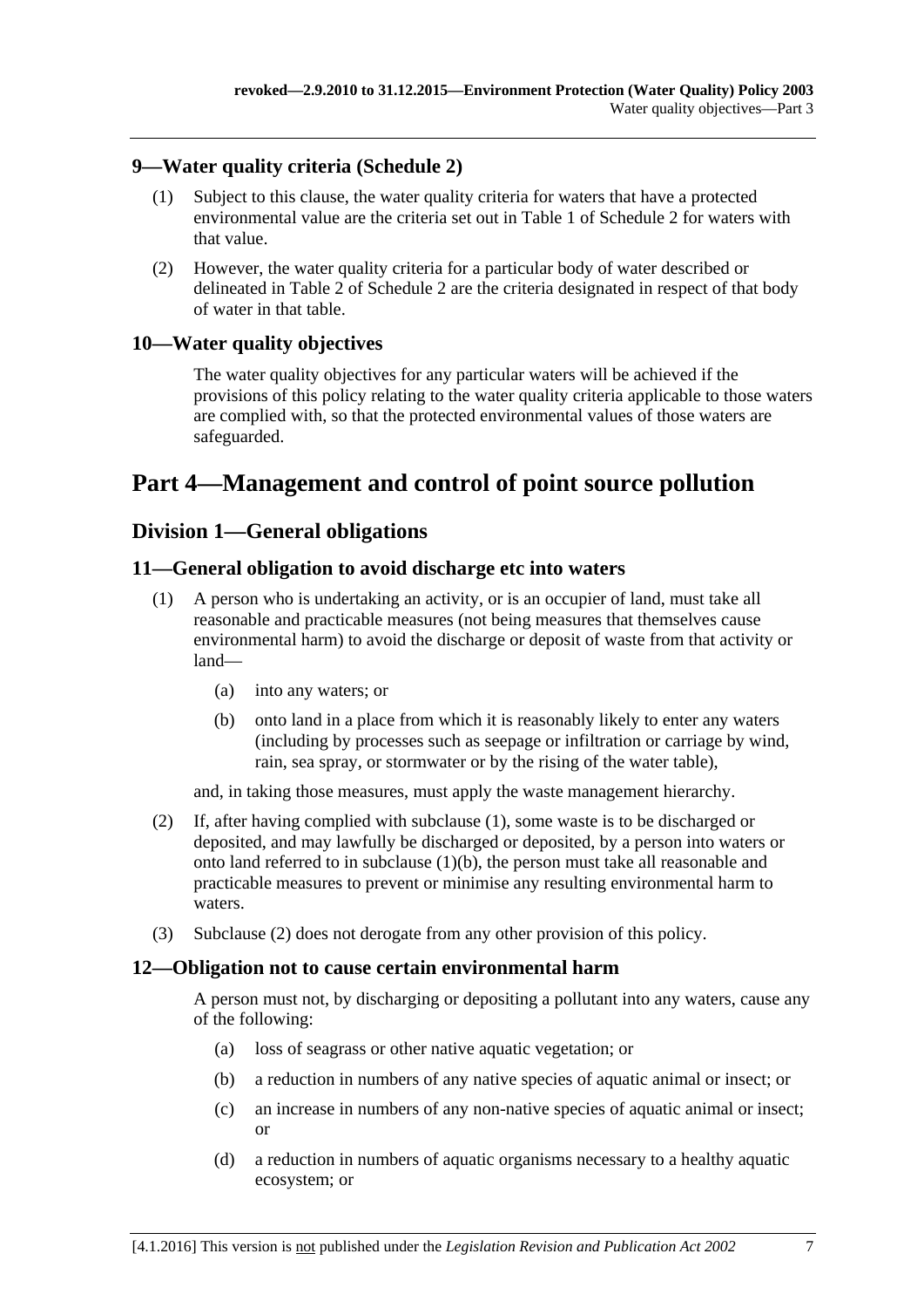### 9—Water quality criteria (Schedule 2)

(1) Subject to this clause, the water quality criteria for waters that have a protected environmental value are the criteria set out in Table 1 of Schedule 2 for waters with that value.

(2) However, the water quality criteria for a particular body of water described or delineated in Table 2 of Schedule 2 are the criteria designated in respect of that body of water in that table.

### 10—Water quality objectives

The water quality objectives for any particular waters will be achieved if the provisions of this policy relating to the water quality criteria applicable to those waters are complied with, so that the protected environmental values of those waters are safeguarded.

# Part 4—Management and control of point source pollution

## Division 1—General obligations

### 11—General obligation to avoid discharge etc into waters

(1) A person who is undertaking an activity, or is an occupier of land, must take all reasonable and practicable measures (not being measures that themselves cause environmental harm) to avoid the discharge or deposit of waste from that activity or land—

(a) into any waters; or

(b) onto land in a place from which it is reasonably likely to enter any waters (including by processes such as seepage or infiltration or carriage by wind, rain, sea spray, or stormwater or by the rising of the water table),

and, in taking those measures, must apply the waste management hierarchy.

(2) If, after having complied with subclause (1), some waste is to be discharged or deposited, and may lawfully be discharged or deposited, by a person into waters or onto land referred to in subclause (1)(b), the person must take all reasonable and practicable measures to prevent or minimise any resulting environmental harm to waters.

(3) Subclause (2) does not derogate from any other provision of this policy.

### 12—Obligation not to cause certain environmental harm

A person must not, by discharging or depositing a pollutant into any waters, cause any of the following:

(a) loss of seagrass or other native aquatic vegetation; or

(b) a reduction in numbers of any native species of aquatic animal or insect; or

(c) an increase in numbers of any non-native species of aquatic animal or insect; or

(d) a reduction in numbers of aquatic organisms necessary to a healthy aquatic ecosystem; or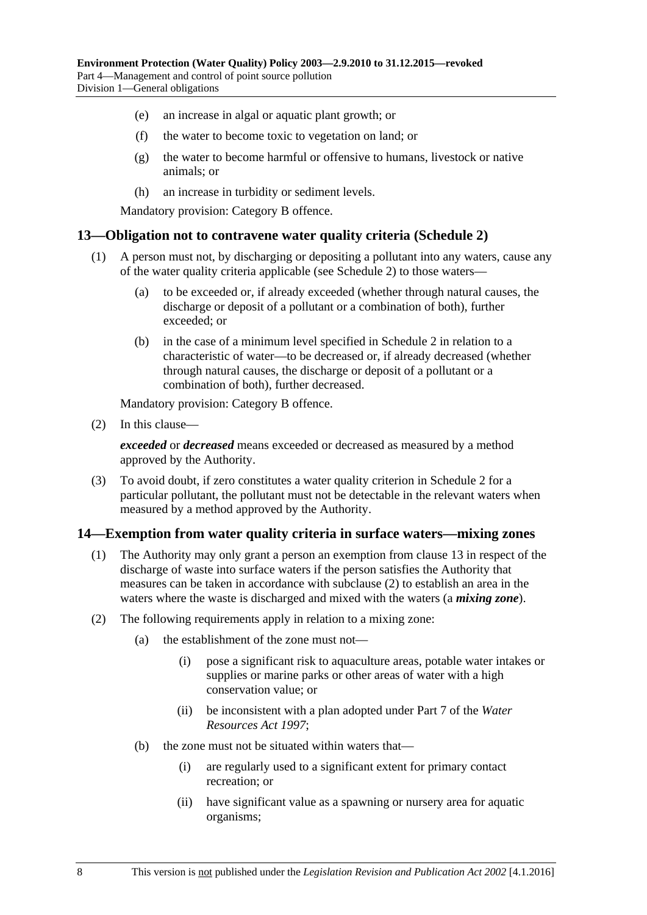(e) an increase in algal or aquatic plant growth; or

(f) the water to become toxic to vegetation on land; or

(g) the water to become harmful or offensive to humans, livestock or native animals; or

(h) an increase in turbidity or sediment levels.

Mandatory provision: Category B offence.

## 13—Obligation not to contravene water quality criteria (Schedule 2)

(1) A person must not, by discharging or depositing a pollutant into any waters, cause any of the water quality criteria applicable (see Schedule 2) to those waters—

(a) to be exceeded or, if already exceeded (whether through natural causes, the discharge or deposit of a pollutant or a combination of both), further exceeded; or

(b) in the case of a minimum level specified in Schedule 2 in relation to a characteristic of water—to be decreased or, if already decreased (whether through natural causes, the discharge or deposit of a pollutant or a combination of both), further decreased.

Mandatory provision: Category B offence.

(2) In this clause—

***exceeded*** or ***decreased*** means exceeded or decreased as measured by a method approved by the Authority.

(3) To avoid doubt, if zero constitutes a water quality criterion in Schedule 2 for a particular pollutant, the pollutant must not be detectable in the relevant waters when measured by a method approved by the Authority.

## 14—Exemption from water quality criteria in surface waters—mixing zones

(1) The Authority may only grant a person an exemption from clause 13 in respect of the discharge of waste into surface waters if the person satisfies the Authority that measures can be taken in accordance with subclause (2) to establish an area in the waters where the waste is discharged and mixed with the waters (a ***mixing zone***).

(2) The following requirements apply in relation to a mixing zone:

(a) the establishment of the zone must not—

(i) pose a significant risk to aquaculture areas, potable water intakes or supplies or marine parks or other areas of water with a high conservation value; or

(ii) be inconsistent with a plan adopted under Part 7 of the *Water Resources Act 1997*;

(b) the zone must not be situated within waters that—

(i) are regularly used to a significant extent for primary contact recreation; or

(ii) have significant value as a spawning or nursery area for aquatic organisms;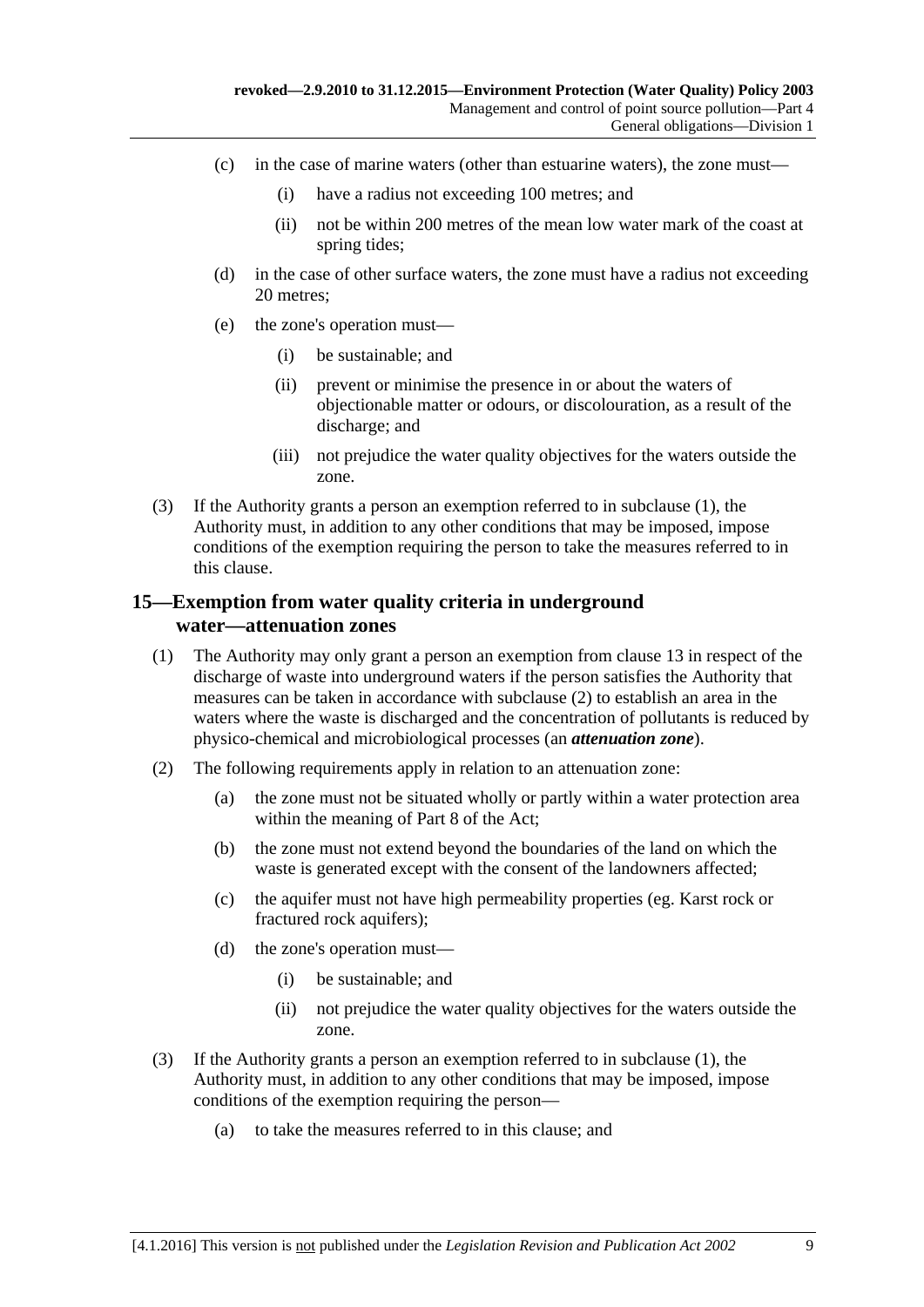(c) in the case of marine waters (other than estuarine waters), the zone must—

(i) have a radius not exceeding 100 metres; and

(ii) not be within 200 metres of the mean low water mark of the coast at spring tides;

(d) in the case of other surface waters, the zone must have a radius not exceeding 20 metres;

(e) the zone's operation must—

(i) be sustainable; and

(ii) prevent or minimise the presence in or about the waters of objectionable matter or odours, or discolouration, as a result of the discharge; and

(iii) not prejudice the water quality objectives for the waters outside the zone.

(3) If the Authority grants a person an exemption referred to in subclause (1), the Authority must, in addition to any other conditions that may be imposed, impose conditions of the exemption requiring the person to take the measures referred to in this clause.

## 15—Exemption from water quality criteria in underground water—attenuation zones

(1) The Authority may only grant a person an exemption from clause 13 in respect of the discharge of waste into underground waters if the person satisfies the Authority that measures can be taken in accordance with subclause (2) to establish an area in the waters where the waste is discharged and the concentration of pollutants is reduced by physico-chemical and microbiological processes (an ***attenuation zone***).

(2) The following requirements apply in relation to an attenuation zone:

(a) the zone must not be situated wholly or partly within a water protection area within the meaning of Part 8 of the Act;

(b) the zone must not extend beyond the boundaries of the land on which the waste is generated except with the consent of the landowners affected;

(c) the aquifer must not have high permeability properties (eg. Karst rock or fractured rock aquifers);

(d) the zone's operation must—

(i) be sustainable; and

(ii) not prejudice the water quality objectives for the waters outside the zone.

(3) If the Authority grants a person an exemption referred to in subclause (1), the Authority must, in addition to any other conditions that may be imposed, impose conditions of the exemption requiring the person—

(a) to take the measures referred to in this clause; and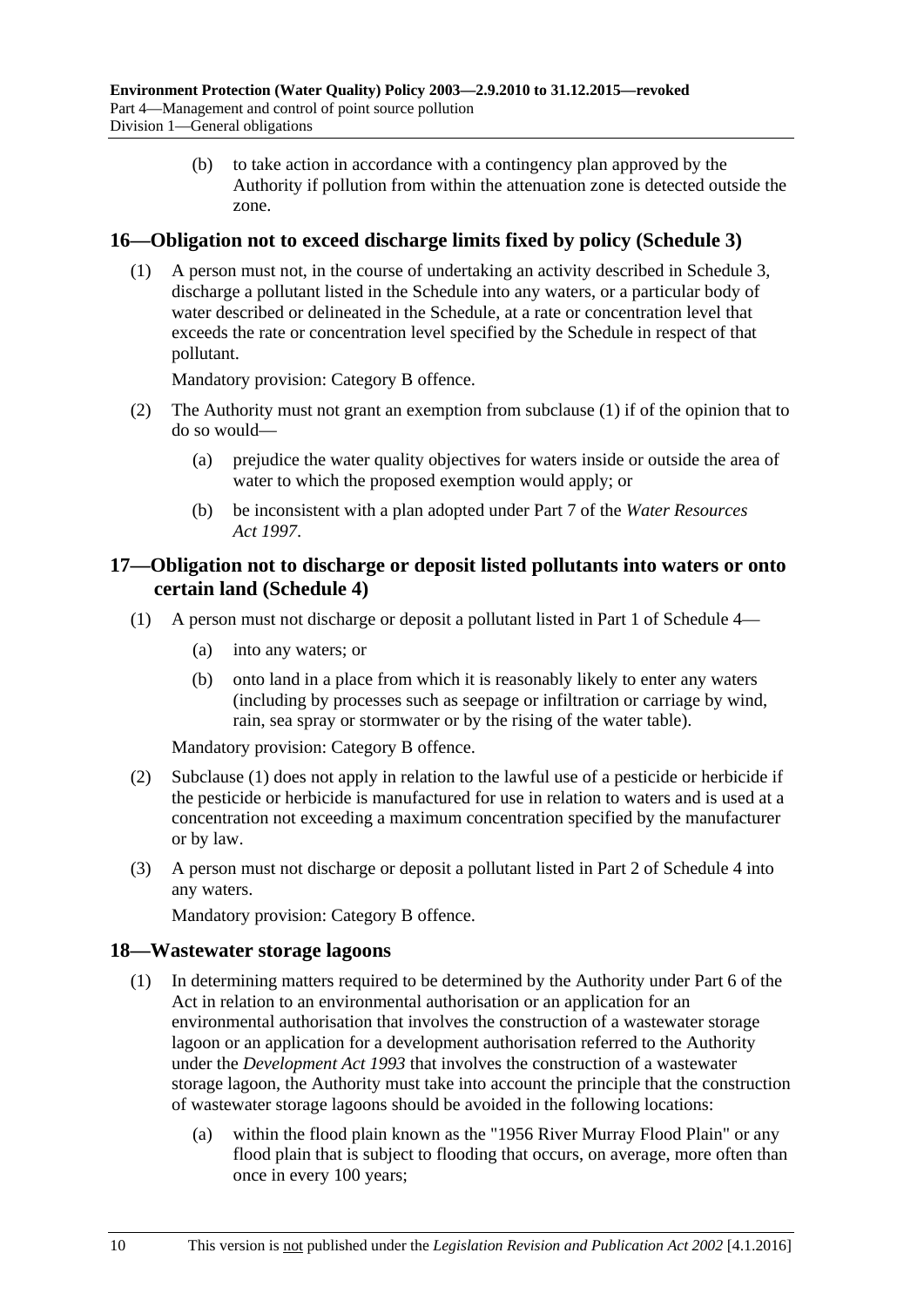(b) to take action in accordance with a contingency plan approved by the Authority if pollution from within the attenuation zone is detected outside the zone.

## 16—Obligation not to exceed discharge limits fixed by policy (Schedule 3)

(1) A person must not, in the course of undertaking an activity described in Schedule 3, discharge a pollutant listed in the Schedule into any waters, or a particular body of water described or delineated in the Schedule, at a rate or concentration level that exceeds the rate or concentration level specified by the Schedule in respect of that pollutant.

Mandatory provision: Category B offence.

(2) The Authority must not grant an exemption from subclause (1) if of the opinion that to do so would—

(a) prejudice the water quality objectives for waters inside or outside the area of water to which the proposed exemption would apply; or

(b) be inconsistent with a plan adopted under Part 7 of the *Water Resources Act 1997*.

## 17—Obligation not to discharge or deposit listed pollutants into waters or onto certain land (Schedule 4)

(1) A person must not discharge or deposit a pollutant listed in Part 1 of Schedule 4—

(a) into any waters; or

(b) onto land in a place from which it is reasonably likely to enter any waters (including by processes such as seepage or infiltration or carriage by wind, rain, sea spray or stormwater or by the rising of the water table).

Mandatory provision: Category B offence.

(2) Subclause (1) does not apply in relation to the lawful use of a pesticide or herbicide if the pesticide or herbicide is manufactured for use in relation to waters and is used at a concentration not exceeding a maximum concentration specified by the manufacturer or by law.

(3) A person must not discharge or deposit a pollutant listed in Part 2 of Schedule 4 into any waters.

Mandatory provision: Category B offence.

## 18—Wastewater storage lagoons

(1) In determining matters required to be determined by the Authority under Part 6 of the Act in relation to an environmental authorisation or an application for an environmental authorisation that involves the construction of a wastewater storage lagoon or an application for a development authorisation referred to the Authority under the *Development Act 1993* that involves the construction of a wastewater storage lagoon, the Authority must take into account the principle that the construction of wastewater storage lagoons should be avoided in the following locations:

(a) within the flood plain known as the "1956 River Murray Flood Plain" or any flood plain that is subject to flooding that occurs, on average, more often than once in every 100 years;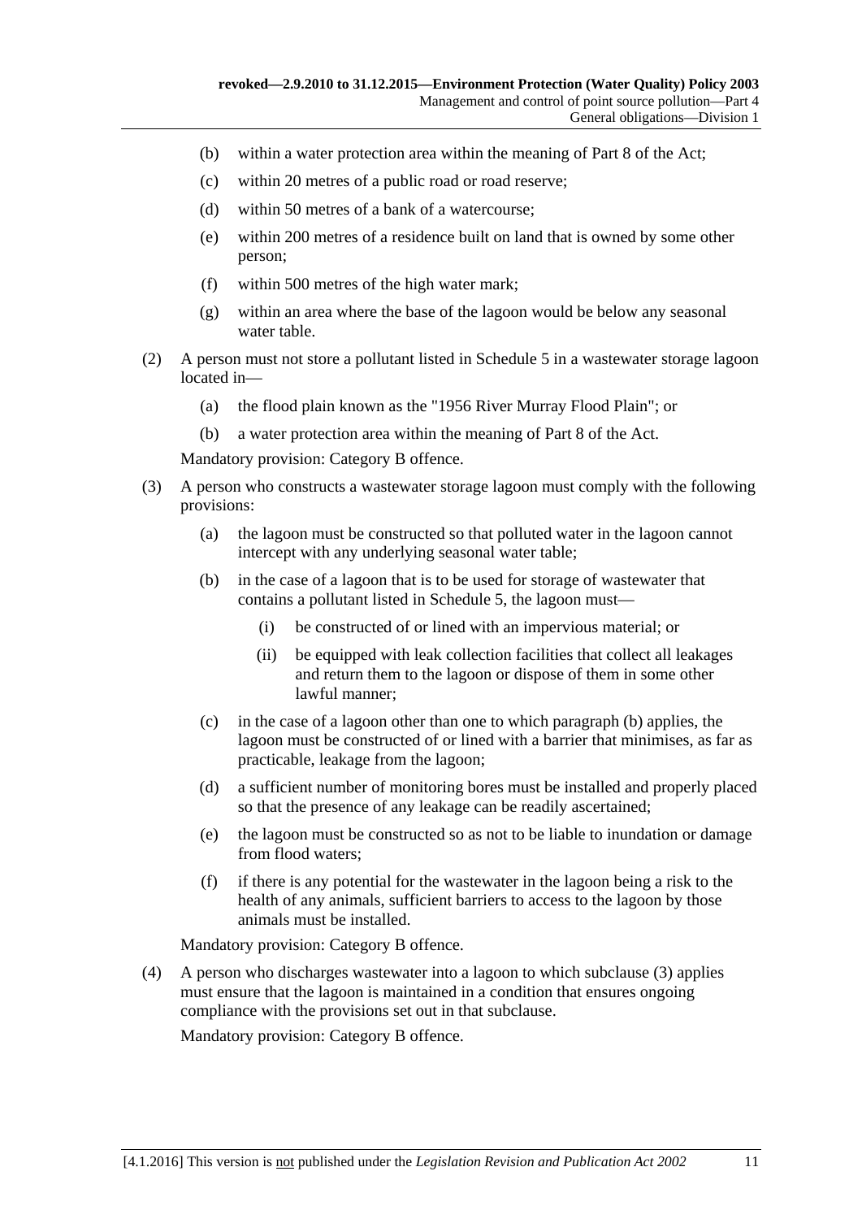(b) within a water protection area within the meaning of Part 8 of the Act;

(c) within 20 metres of a public road or road reserve;

(d) within 50 metres of a bank of a watercourse;

(e) within 200 metres of a residence built on land that is owned by some other person;

(f) within 500 metres of the high water mark;

(g) within an area where the base of the lagoon would be below any seasonal water table.

(2) A person must not store a pollutant listed in Schedule 5 in a wastewater storage lagoon located in—

(a) the flood plain known as the "1956 River Murray Flood Plain"; or

(b) a water protection area within the meaning of Part 8 of the Act.

Mandatory provision: Category B offence.

(3) A person who constructs a wastewater storage lagoon must comply with the following provisions:

(a) the lagoon must be constructed so that polluted water in the lagoon cannot intercept with any underlying seasonal water table;

(b) in the case of a lagoon that is to be used for storage of wastewater that contains a pollutant listed in Schedule 5, the lagoon must—

(i) be constructed of or lined with an impervious material; or

(ii) be equipped with leak collection facilities that collect all leakages and return them to the lagoon or dispose of them in some other lawful manner;

(c) in the case of a lagoon other than one to which paragraph (b) applies, the lagoon must be constructed of or lined with a barrier that minimises, as far as practicable, leakage from the lagoon;

(d) a sufficient number of monitoring bores must be installed and properly placed so that the presence of any leakage can be readily ascertained;

(e) the lagoon must be constructed so as not to be liable to inundation or damage from flood waters;

(f) if there is any potential for the wastewater in the lagoon being a risk to the health of any animals, sufficient barriers to access to the lagoon by those animals must be installed.

Mandatory provision: Category B offence.

(4) A person who discharges wastewater into a lagoon to which subclause (3) applies must ensure that the lagoon is maintained in a condition that ensures ongoing compliance with the provisions set out in that subclause.

Mandatory provision: Category B offence.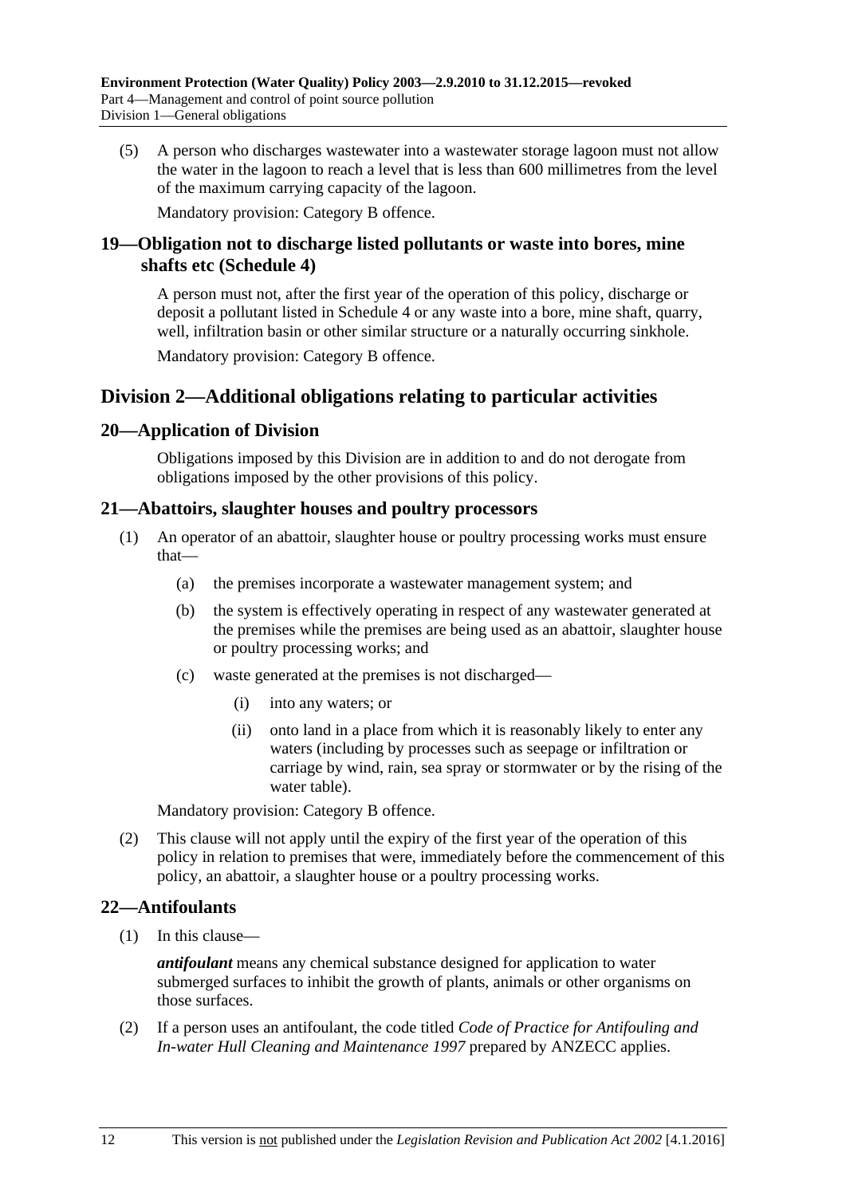(5) A person who discharges wastewater into a wastewater storage lagoon must not allow the water in the lagoon to reach a level that is less than 600 millimetres from the level of the maximum carrying capacity of the lagoon.

Mandatory provision: Category B offence.

### 19—Obligation not to discharge listed pollutants or waste into bores, mine shafts etc (Schedule 4)

A person must not, after the first year of the operation of this policy, discharge or deposit a pollutant listed in Schedule 4 or any waste into a bore, mine shaft, quarry, well, infiltration basin or other similar structure or a naturally occurring sinkhole.

Mandatory provision: Category B offence.

## Division 2—Additional obligations relating to particular activities

### 20—Application of Division

Obligations imposed by this Division are in addition to and do not derogate from obligations imposed by the other provisions of this policy.

### 21—Abattoirs, slaughter houses and poultry processors

(1) An operator of an abattoir, slaughter house or poultry processing works must ensure that—

(a) the premises incorporate a wastewater management system; and

(b) the system is effectively operating in respect of any wastewater generated at the premises while the premises are being used as an abattoir, slaughter house or poultry processing works; and

(c) waste generated at the premises is not discharged—

(i) into any waters; or

(ii) onto land in a place from which it is reasonably likely to enter any waters (including by processes such as seepage or infiltration or carriage by wind, rain, sea spray or stormwater or by the rising of the water table).

Mandatory provision: Category B offence.

(2) This clause will not apply until the expiry of the first year of the operation of this policy in relation to premises that were, immediately before the commencement of this policy, an abattoir, a slaughter house or a poultry processing works.

### 22—Antifoulants

(1) In this clause—

***antifoulant*** means any chemical substance designed for application to water submerged surfaces to inhibit the growth of plants, animals or other organisms on those surfaces.

(2) If a person uses an antifoulant, the code titled *Code of Practice for Antifouling and In-water Hull Cleaning and Maintenance 1997* prepared by ANZECC applies.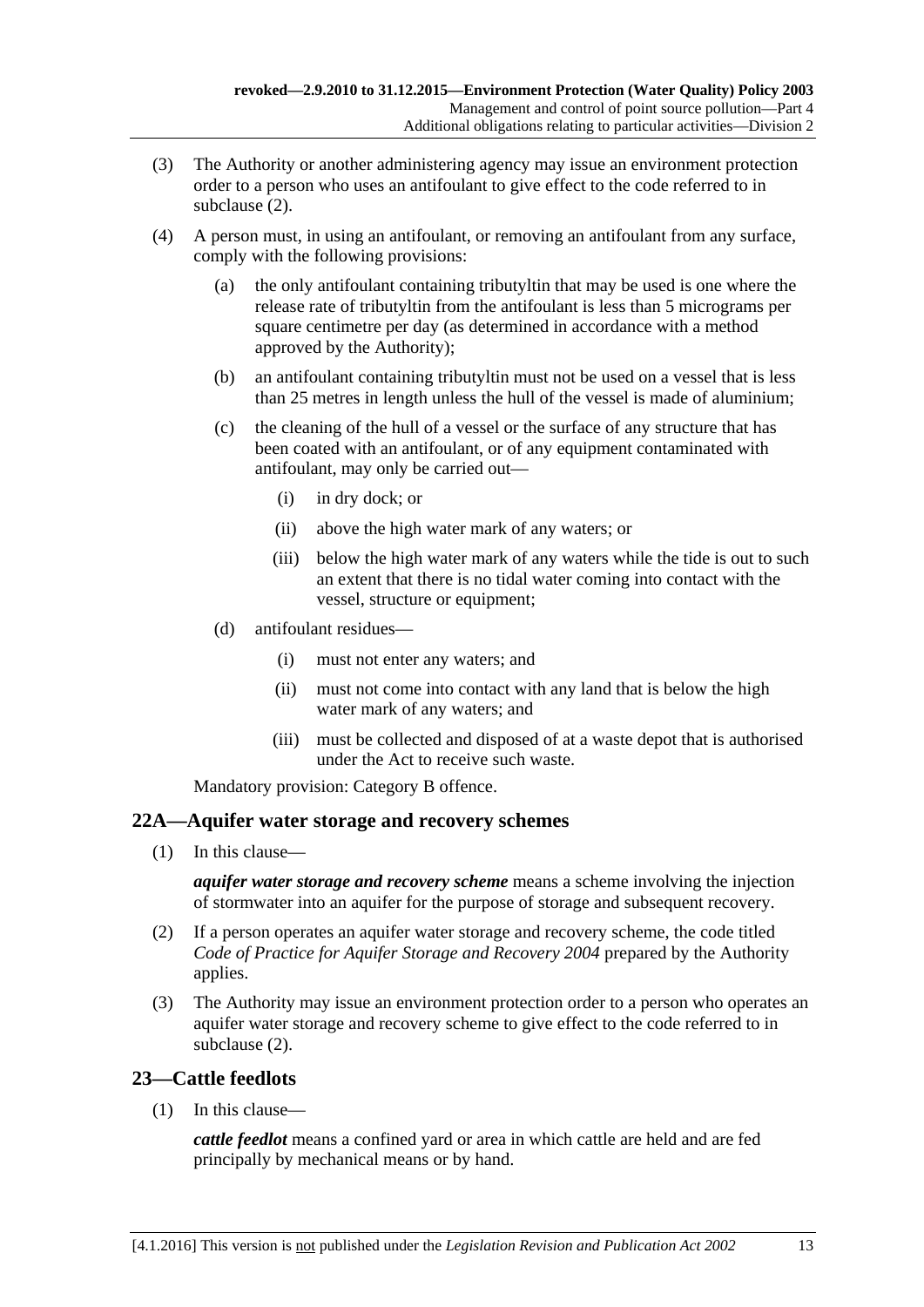(3) The Authority or another administering agency may issue an environment protection order to a person who uses an antifoulant to give effect to the code referred to in subclause (2).

(4) A person must, in using an antifoulant, or removing an antifoulant from any surface, comply with the following provisions:

  (a) the only antifoulant containing tributyltin that may be used is one where the release rate of tributyltin from the antifoulant is less than 5 micrograms per square centimetre per day (as determined in accordance with a method approved by the Authority);

  (b) an antifoulant containing tributyltin must not be used on a vessel that is less than 25 metres in length unless the hull of the vessel is made of aluminium;

  (c) the cleaning of the hull of a vessel or the surface of any structure that has been coated with an antifoulant, or of any equipment contaminated with antifoulant, may only be carried out—

    (i) in dry dock; or

    (ii) above the high water mark of any waters; or

    (iii) below the high water mark of any waters while the tide is out to such an extent that there is no tidal water coming into contact with the vessel, structure or equipment;

  (d) antifoulant residues—

    (i) must not enter any waters; and

    (ii) must not come into contact with any land that is below the high water mark of any waters; and

    (iii) must be collected and disposed of at a waste depot that is authorised under the Act to receive such waste.

Mandatory provision: Category B offence.

## 22A—Aquifer water storage and recovery schemes

(1) In this clause—

***aquifer water storage and recovery scheme*** means a scheme involving the injection of stormwater into an aquifer for the purpose of storage and subsequent recovery.

(2) If a person operates an aquifer water storage and recovery scheme, the code titled *Code of Practice for Aquifer Storage and Recovery 2004* prepared by the Authority applies.

(3) The Authority may issue an environment protection order to a person who operates an aquifer water storage and recovery scheme to give effect to the code referred to in subclause (2).

## 23—Cattle feedlots

(1) In this clause—

***cattle feedlot*** means a confined yard or area in which cattle are held and are fed principally by mechanical means or by hand.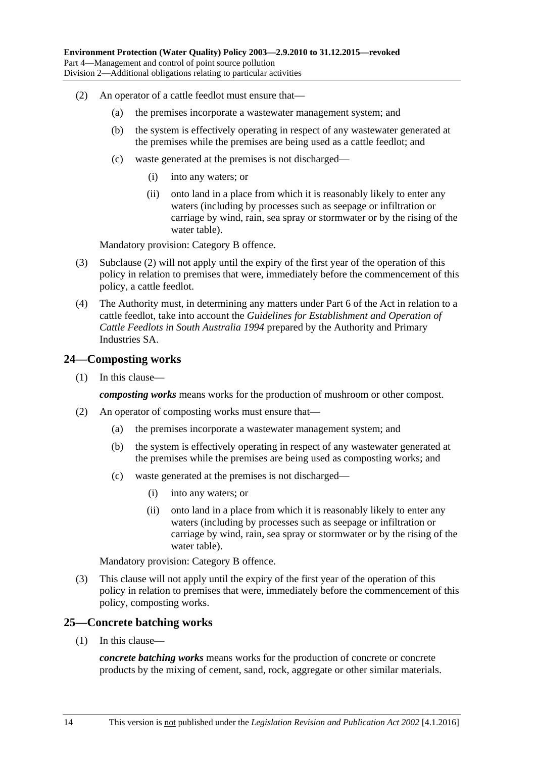(2) An operator of a cattle feedlot must ensure that—

(a) the premises incorporate a wastewater management system; and

(b) the system is effectively operating in respect of any wastewater generated at the premises while the premises are being used as a cattle feedlot; and

(c) waste generated at the premises is not discharged—

(i) into any waters; or

(ii) onto land in a place from which it is reasonably likely to enter any waters (including by processes such as seepage or infiltration or carriage by wind, rain, sea spray or stormwater or by the rising of the water table).

Mandatory provision: Category B offence.

(3) Subclause (2) will not apply until the expiry of the first year of the operation of this policy in relation to premises that were, immediately before the commencement of this policy, a cattle feedlot.

(4) The Authority must, in determining any matters under Part 6 of the Act in relation to a cattle feedlot, take into account the *Guidelines for Establishment and Operation of Cattle Feedlots in South Australia 1994* prepared by the Authority and Primary Industries SA.

## 24—Composting works

(1) In this clause—

***composting works*** means works for the production of mushroom or other compost.

(2) An operator of composting works must ensure that—

(a) the premises incorporate a wastewater management system; and

(b) the system is effectively operating in respect of any wastewater generated at the premises while the premises are being used as composting works; and

(c) waste generated at the premises is not discharged—

(i) into any waters; or

(ii) onto land in a place from which it is reasonably likely to enter any waters (including by processes such as seepage or infiltration or carriage by wind, rain, sea spray or stormwater or by the rising of the water table).

Mandatory provision: Category B offence.

(3) This clause will not apply until the expiry of the first year of the operation of this policy in relation to premises that were, immediately before the commencement of this policy, composting works.

## 25—Concrete batching works

(1) In this clause—

***concrete batching works*** means works for the production of concrete or concrete products by the mixing of cement, sand, rock, aggregate or other similar materials.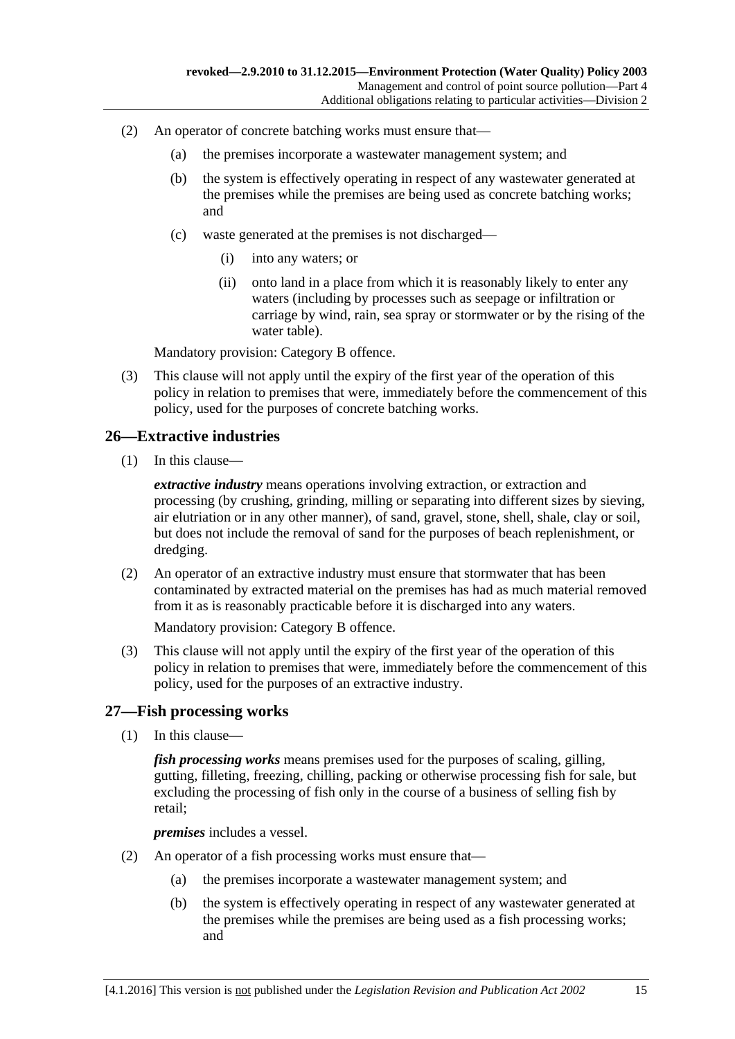(2) An operator of concrete batching works must ensure that—

(a) the premises incorporate a wastewater management system; and

(b) the system is effectively operating in respect of any wastewater generated at the premises while the premises are being used as concrete batching works; and

(c) waste generated at the premises is not discharged—

(i) into any waters; or

(ii) onto land in a place from which it is reasonably likely to enter any waters (including by processes such as seepage or infiltration or carriage by wind, rain, sea spray or stormwater or by the rising of the water table).

Mandatory provision: Category B offence.

(3) This clause will not apply until the expiry of the first year of the operation of this policy in relation to premises that were, immediately before the commencement of this policy, used for the purposes of concrete batching works.

## 26—Extractive industries

(1) In this clause—

***extractive industry*** means operations involving extraction, or extraction and processing (by crushing, grinding, milling or separating into different sizes by sieving, air elutriation or in any other manner), of sand, gravel, stone, shell, shale, clay or soil, but does not include the removal of sand for the purposes of beach replenishment, or dredging.

(2) An operator of an extractive industry must ensure that stormwater that has been contaminated by extracted material on the premises has had as much material removed from it as is reasonably practicable before it is discharged into any waters.

Mandatory provision: Category B offence.

(3) This clause will not apply until the expiry of the first year of the operation of this policy in relation to premises that were, immediately before the commencement of this policy, used for the purposes of an extractive industry.

## 27—Fish processing works

(1) In this clause—

***fish processing works*** means premises used for the purposes of scaling, gilling, gutting, filleting, freezing, chilling, packing or otherwise processing fish for sale, but excluding the processing of fish only in the course of a business of selling fish by retail;

***premises*** includes a vessel.

(2) An operator of a fish processing works must ensure that—

(a) the premises incorporate a wastewater management system; and

(b) the system is effectively operating in respect of any wastewater generated at the premises while the premises are being used as a fish processing works; and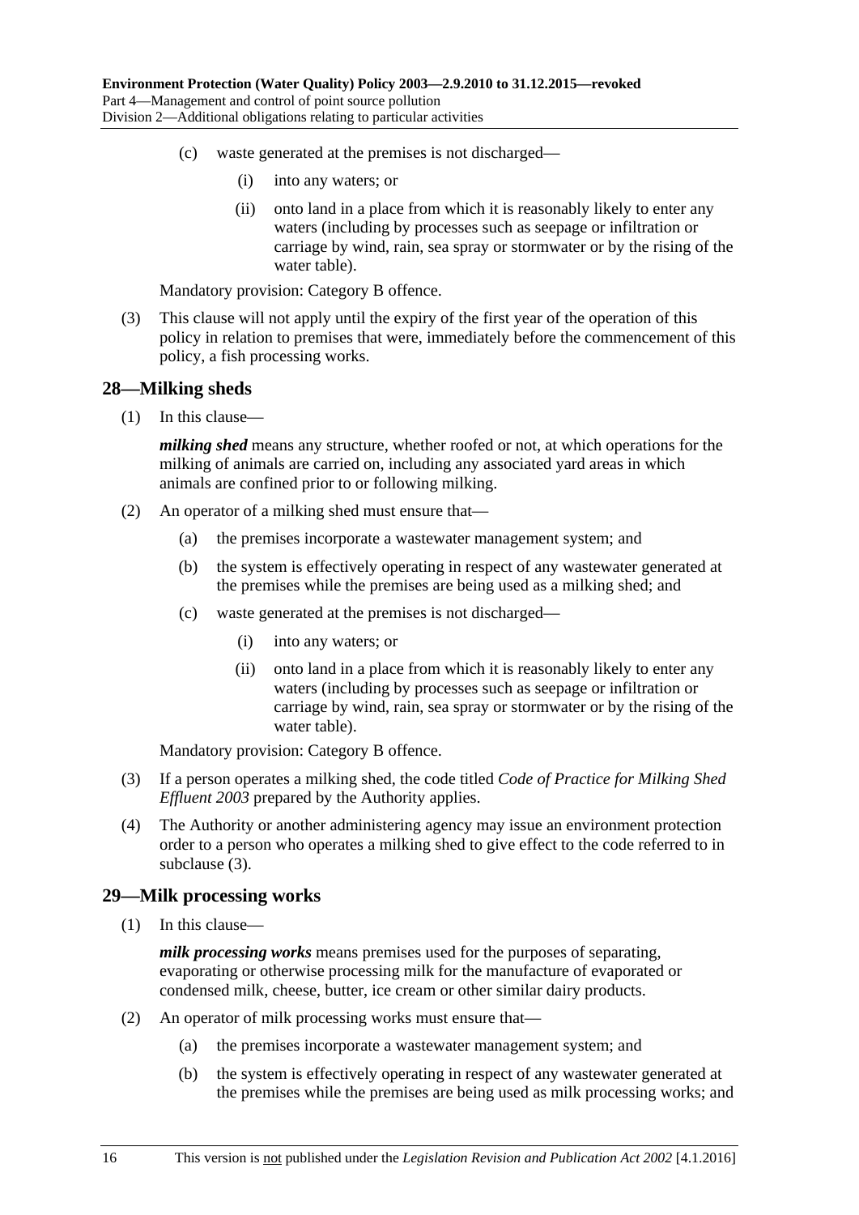(c) waste generated at the premises is not discharged—

(i) into any waters; or

(ii) onto land in a place from which it is reasonably likely to enter any waters (including by processes such as seepage or infiltration or carriage by wind, rain, sea spray or stormwater or by the rising of the water table).

Mandatory provision: Category B offence.

(3) This clause will not apply until the expiry of the first year of the operation of this policy in relation to premises that were, immediately before the commencement of this policy, a fish processing works.

## 28—Milking sheds

(1) In this clause—

***milking shed*** means any structure, whether roofed or not, at which operations for the milking of animals are carried on, including any associated yard areas in which animals are confined prior to or following milking.

(2) An operator of a milking shed must ensure that—

(a) the premises incorporate a wastewater management system; and

(b) the system is effectively operating in respect of any wastewater generated at the premises while the premises are being used as a milking shed; and

(c) waste generated at the premises is not discharged—

(i) into any waters; or

(ii) onto land in a place from which it is reasonably likely to enter any waters (including by processes such as seepage or infiltration or carriage by wind, rain, sea spray or stormwater or by the rising of the water table).

Mandatory provision: Category B offence.

(3) If a person operates a milking shed, the code titled *Code of Practice for Milking Shed Effluent 2003* prepared by the Authority applies.

(4) The Authority or another administering agency may issue an environment protection order to a person who operates a milking shed to give effect to the code referred to in subclause (3).

## 29—Milk processing works

(1) In this clause—

***milk processing works*** means premises used for the purposes of separating, evaporating or otherwise processing milk for the manufacture of evaporated or condensed milk, cheese, butter, ice cream or other similar dairy products.

(2) An operator of milk processing works must ensure that—

(a) the premises incorporate a wastewater management system; and

(b) the system is effectively operating in respect of any wastewater generated at the premises while the premises are being used as milk processing works; and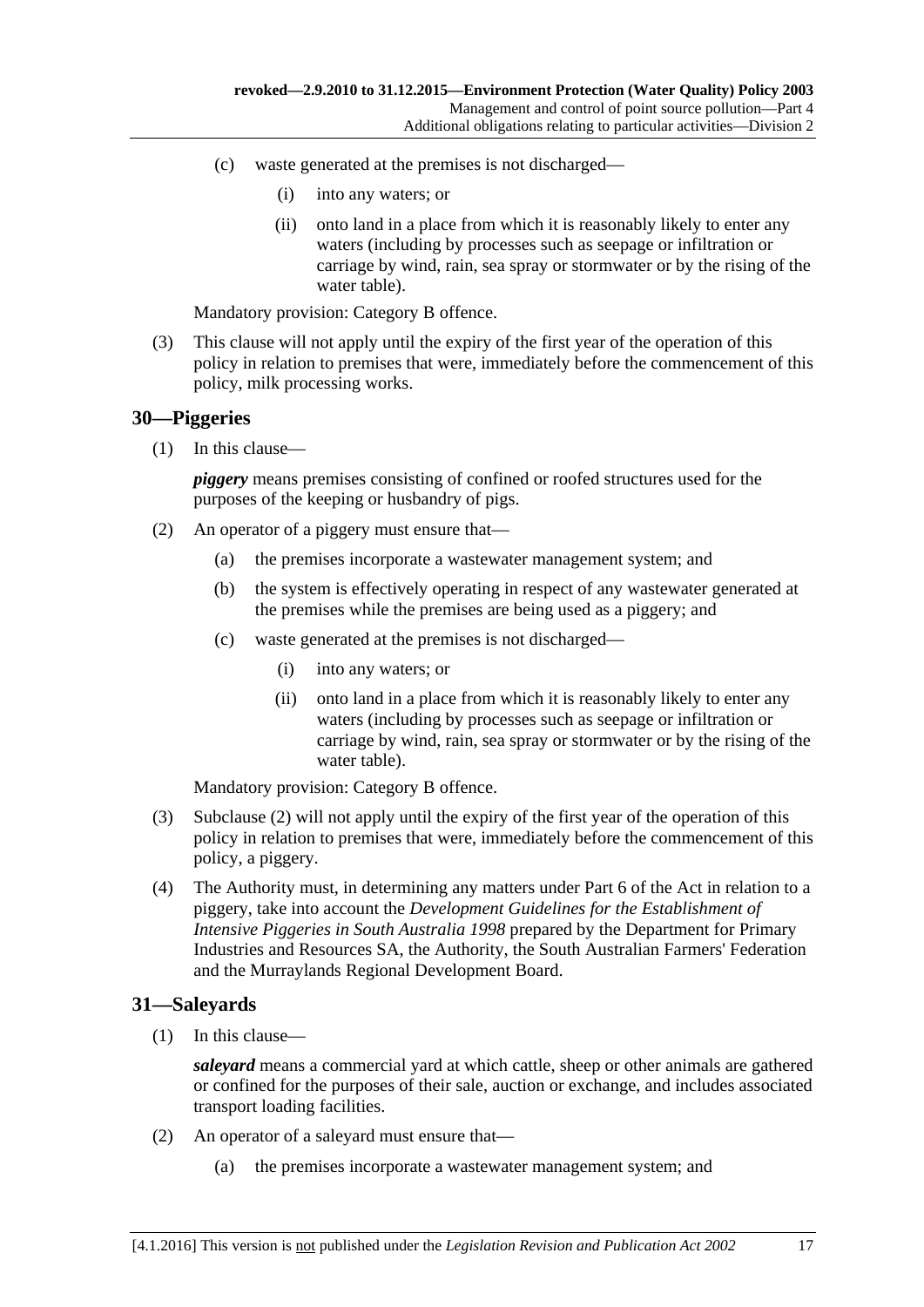(c) waste generated at the premises is not discharged—

   (i) into any waters; or

   (ii) onto land in a place from which it is reasonably likely to enter any waters (including by processes such as seepage or infiltration or carriage by wind, rain, sea spray or stormwater or by the rising of the water table).

Mandatory provision: Category B offence.

(3) This clause will not apply until the expiry of the first year of the operation of this policy in relation to premises that were, immediately before the commencement of this policy, milk processing works.

## 30—Piggeries

(1) In this clause—

***piggery*** means premises consisting of confined or roofed structures used for the purposes of the keeping or husbandry of pigs.

(2) An operator of a piggery must ensure that—

   (a) the premises incorporate a wastewater management system; and

   (b) the system is effectively operating in respect of any wastewater generated at the premises while the premises are being used as a piggery; and

   (c) waste generated at the premises is not discharged—

      (i) into any waters; or

      (ii) onto land in a place from which it is reasonably likely to enter any waters (including by processes such as seepage or infiltration or carriage by wind, rain, sea spray or stormwater or by the rising of the water table).

Mandatory provision: Category B offence.

(3) Subclause (2) will not apply until the expiry of the first year of the operation of this policy in relation to premises that were, immediately before the commencement of this policy, a piggery.

(4) The Authority must, in determining any matters under Part 6 of the Act in relation to a piggery, take into account the *Development Guidelines for the Establishment of Intensive Piggeries in South Australia 1998* prepared by the Department for Primary Industries and Resources SA, the Authority, the South Australian Farmers' Federation and the Murraylands Regional Development Board.

## 31—Saleyards

(1) In this clause—

***saleyard*** means a commercial yard at which cattle, sheep or other animals are gathered or confined for the purposes of their sale, auction or exchange, and includes associated transport loading facilities.

(2) An operator of a saleyard must ensure that—

   (a) the premises incorporate a wastewater management system; and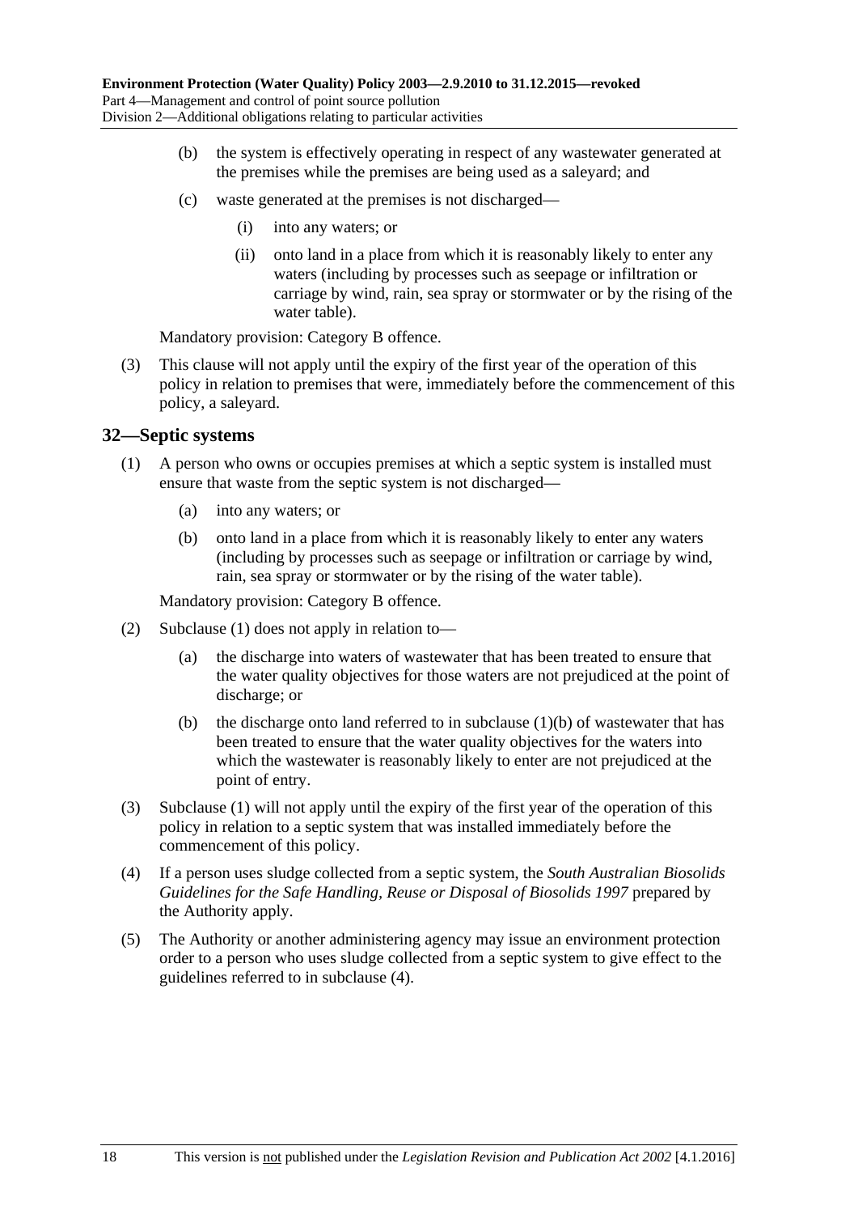(b) the system is effectively operating in respect of any wastewater generated at the premises while the premises are being used as a saleyard; and

(c) waste generated at the premises is not discharged—

(i) into any waters; or

(ii) onto land in a place from which it is reasonably likely to enter any waters (including by processes such as seepage or infiltration or carriage by wind, rain, sea spray or stormwater or by the rising of the water table).

Mandatory provision: Category B offence.

(3) This clause will not apply until the expiry of the first year of the operation of this policy in relation to premises that were, immediately before the commencement of this policy, a saleyard.

## 32—Septic systems

(1) A person who owns or occupies premises at which a septic system is installed must ensure that waste from the septic system is not discharged—

(a) into any waters; or

(b) onto land in a place from which it is reasonably likely to enter any waters (including by processes such as seepage or infiltration or carriage by wind, rain, sea spray or stormwater or by the rising of the water table).

Mandatory provision: Category B offence.

(2) Subclause (1) does not apply in relation to—

(a) the discharge into waters of wastewater that has been treated to ensure that the water quality objectives for those waters are not prejudiced at the point of discharge; or

(b) the discharge onto land referred to in subclause (1)(b) of wastewater that has been treated to ensure that the water quality objectives for the waters into which the wastewater is reasonably likely to enter are not prejudiced at the point of entry.

(3) Subclause (1) will not apply until the expiry of the first year of the operation of this policy in relation to a septic system that was installed immediately before the commencement of this policy.

(4) If a person uses sludge collected from a septic system, the *South Australian Biosolids Guidelines for the Safe Handling, Reuse or Disposal of Biosolids 1997* prepared by the Authority apply.

(5) The Authority or another administering agency may issue an environment protection order to a person who uses sludge collected from a septic system to give effect to the guidelines referred to in subclause (4).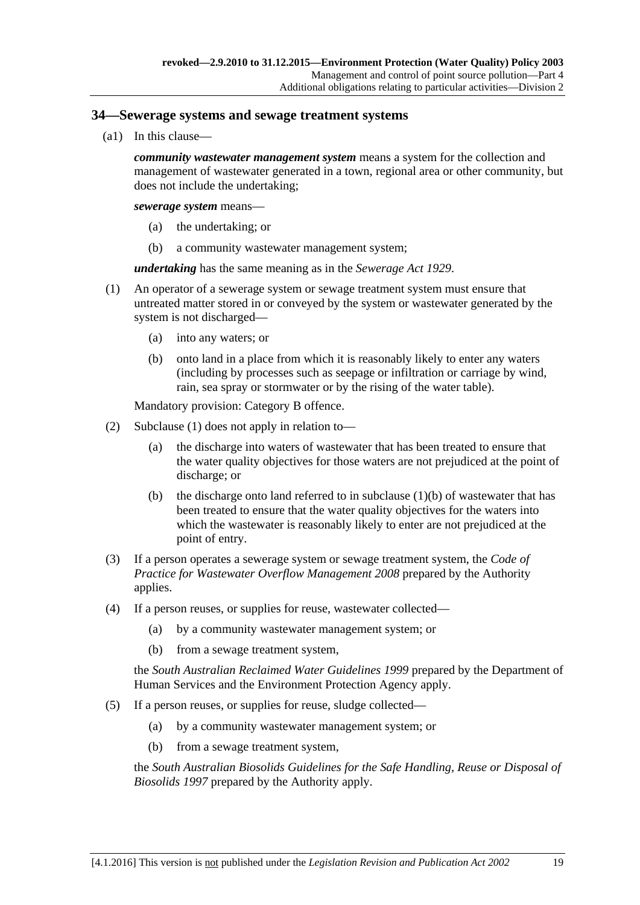## 34—Sewerage systems and sewage treatment systems

(a1) In this clause—

***community wastewater management system*** means a system for the collection and management of wastewater generated in a town, regional area or other community, but does not include the undertaking;

***sewerage system*** means—

(a) the undertaking; or

(b) a community wastewater management system;

***undertaking*** has the same meaning as in the *Sewerage Act 1929*.

(1) An operator of a sewerage system or sewage treatment system must ensure that untreated matter stored in or conveyed by the system or wastewater generated by the system is not discharged—

(a) into any waters; or

(b) onto land in a place from which it is reasonably likely to enter any waters (including by processes such as seepage or infiltration or carriage by wind, rain, sea spray or stormwater or by the rising of the water table).

Mandatory provision: Category B offence.

(2) Subclause (1) does not apply in relation to—

(a) the discharge into waters of wastewater that has been treated to ensure that the water quality objectives for those waters are not prejudiced at the point of discharge; or

(b) the discharge onto land referred to in subclause (1)(b) of wastewater that has been treated to ensure that the water quality objectives for the waters into which the wastewater is reasonably likely to enter are not prejudiced at the point of entry.

(3) If a person operates a sewerage system or sewage treatment system, the *Code of Practice for Wastewater Overflow Management 2008* prepared by the Authority applies.

(4) If a person reuses, or supplies for reuse, wastewater collected—

(a) by a community wastewater management system; or

(b) from a sewage treatment system,

the *South Australian Reclaimed Water Guidelines 1999* prepared by the Department of Human Services and the Environment Protection Agency apply.

(5) If a person reuses, or supplies for reuse, sludge collected—

(a) by a community wastewater management system; or

(b) from a sewage treatment system,

the *South Australian Biosolids Guidelines for the Safe Handling, Reuse or Disposal of Biosolids 1997* prepared by the Authority apply.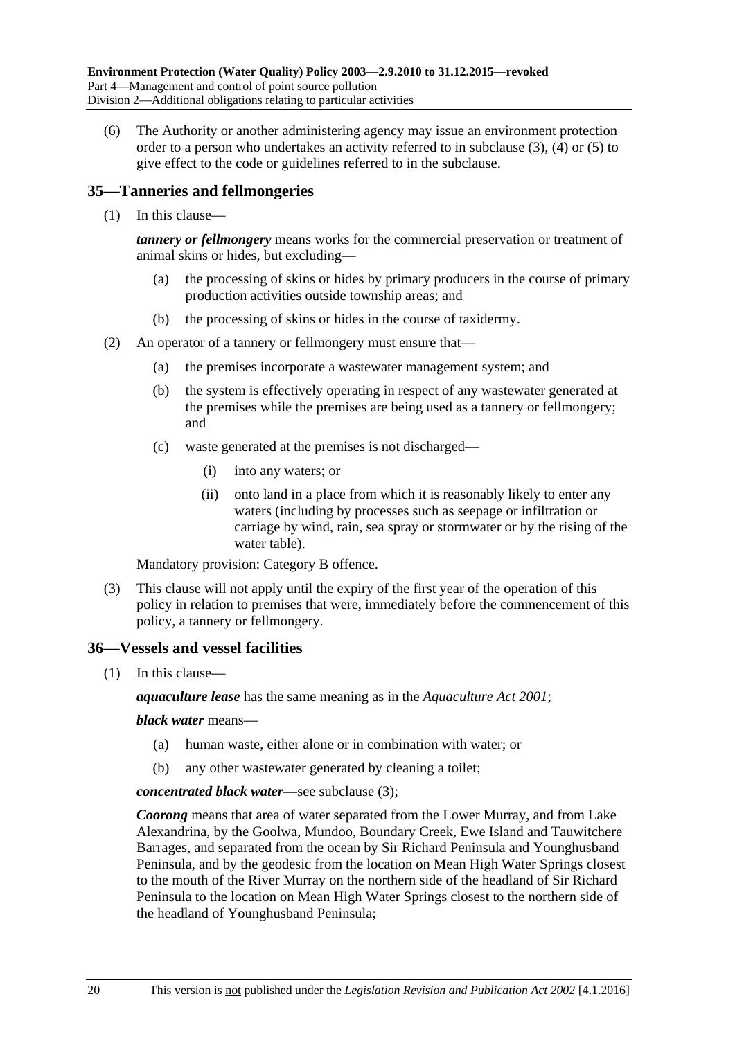(6) The Authority or another administering agency may issue an environment protection order to a person who undertakes an activity referred to in subclause (3), (4) or (5) to give effect to the code or guidelines referred to in the subclause.

## 35—Tanneries and fellmongeries

(1) In this clause—

***tannery or fellmongery*** means works for the commercial preservation or treatment of animal skins or hides, but excluding—

(a) the processing of skins or hides by primary producers in the course of primary production activities outside township areas; and

(b) the processing of skins or hides in the course of taxidermy.

(2) An operator of a tannery or fellmongery must ensure that—

(a) the premises incorporate a wastewater management system; and

(b) the system is effectively operating in respect of any wastewater generated at the premises while the premises are being used as a tannery or fellmongery; and

(c) waste generated at the premises is not discharged—

(i) into any waters; or

(ii) onto land in a place from which it is reasonably likely to enter any waters (including by processes such as seepage or infiltration or carriage by wind, rain, sea spray or stormwater or by the rising of the water table).

Mandatory provision: Category B offence.

(3) This clause will not apply until the expiry of the first year of the operation of this policy in relation to premises that were, immediately before the commencement of this policy, a tannery or fellmongery.

## 36—Vessels and vessel facilities

(1) In this clause—

***aquaculture lease*** has the same meaning as in the *Aquaculture Act 2001*;

***black water*** means—

(a) human waste, either alone or in combination with water; or

(b) any other wastewater generated by cleaning a toilet;

***concentrated black water***—see subclause (3);

***Coorong*** means that area of water separated from the Lower Murray, and from Lake Alexandrina, by the Goolwa, Mundoo, Boundary Creek, Ewe Island and Tauwitchere Barrages, and separated from the ocean by Sir Richard Peninsula and Younghusband Peninsula, and by the geodesic from the location on Mean High Water Springs closest to the mouth of the River Murray on the northern side of the headland of Sir Richard Peninsula to the location on Mean High Water Springs closest to the northern side of the headland of Younghusband Peninsula;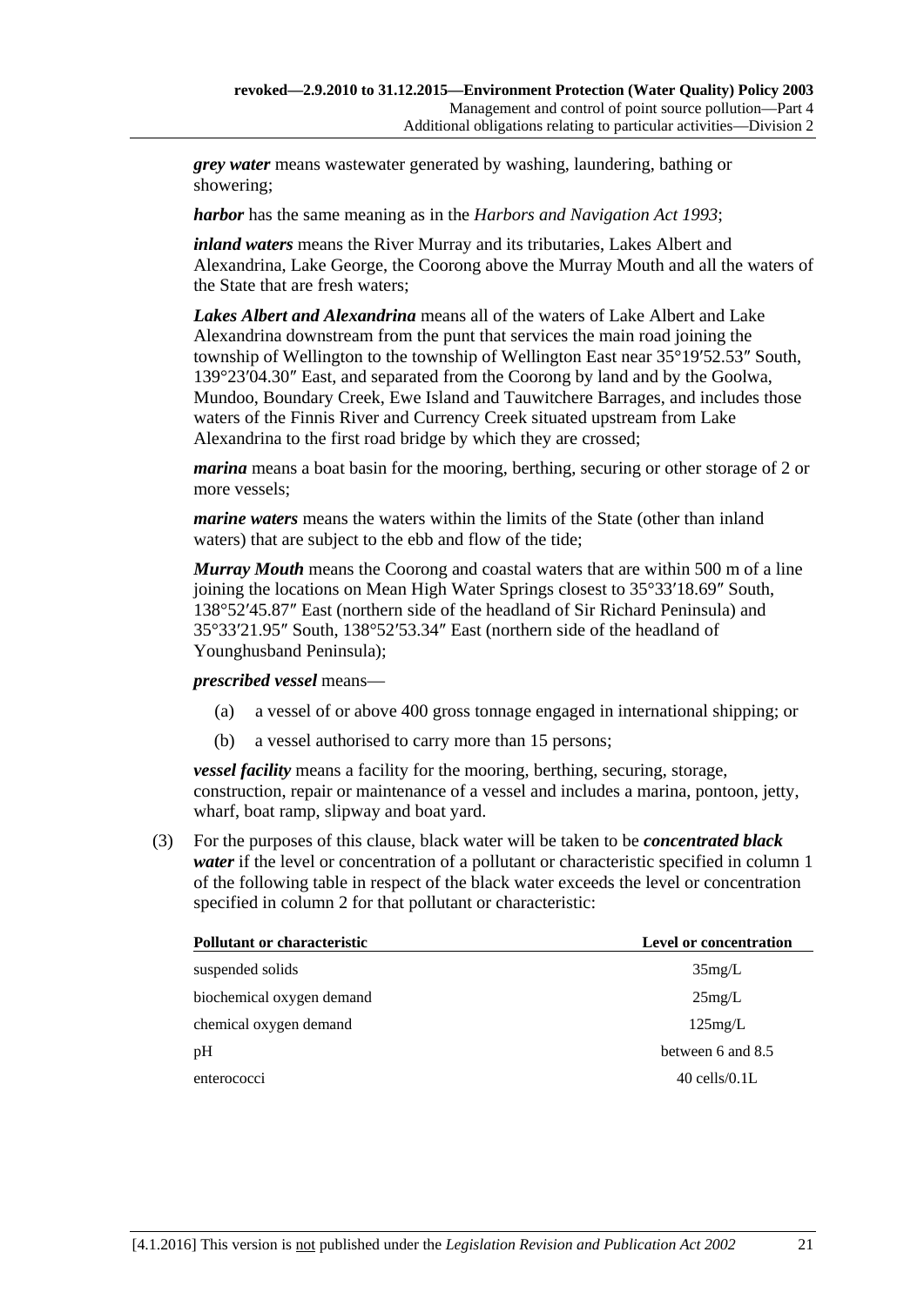***grey water*** means wastewater generated by washing, laundering, bathing or showering;

***harbor*** has the same meaning as in the *Harbors and Navigation Act 1993*;

***inland waters*** means the River Murray and its tributaries, Lakes Albert and Alexandrina, Lake George, the Coorong above the Murray Mouth and all the waters of the State that are fresh waters;

***Lakes Albert and Alexandrina*** means all of the waters of Lake Albert and Lake Alexandrina downstream from the punt that services the main road joining the township of Wellington to the township of Wellington East near 35°19′52.53″ South, 139°23′04.30″ East, and separated from the Coorong by land and by the Goolwa, Mundoo, Boundary Creek, Ewe Island and Tauwitchere Barrages, and includes those waters of the Finnis River and Currency Creek situated upstream from Lake Alexandrina to the first road bridge by which they are crossed;

***marina*** means a boat basin for the mooring, berthing, securing or other storage of 2 or more vessels;

***marine waters*** means the waters within the limits of the State (other than inland waters) that are subject to the ebb and flow of the tide;

***Murray Mouth*** means the Coorong and coastal waters that are within 500 m of a line joining the locations on Mean High Water Springs closest to 35°33′18.69″ South, 138°52′45.87″ East (northern side of the headland of Sir Richard Peninsula) and 35°33′21.95″ South, 138°52′53.34″ East (northern side of the headland of Younghusband Peninsula);

***prescribed vessel*** means—

(a) a vessel of or above 400 gross tonnage engaged in international shipping; or

(b) a vessel authorised to carry more than 15 persons;

***vessel facility*** means a facility for the mooring, berthing, securing, storage, construction, repair or maintenance of a vessel and includes a marina, pontoon, jetty, wharf, boat ramp, slipway and boat yard.

(3) For the purposes of this clause, black water will be taken to be ***concentrated black water*** if the level or concentration of a pollutant or characteristic specified in column 1 of the following table in respect of the black water exceeds the level or concentration specified in column 2 for that pollutant or characteristic:

| Pollutant or characteristic | Level or concentration |
|---|---|
| suspended solids | 35mg/L |
| biochemical oxygen demand | 25mg/L |
| chemical oxygen demand | 125mg/L |
| pH | between 6 and 8.5 |
| enterococci | 40 cells/0.1L |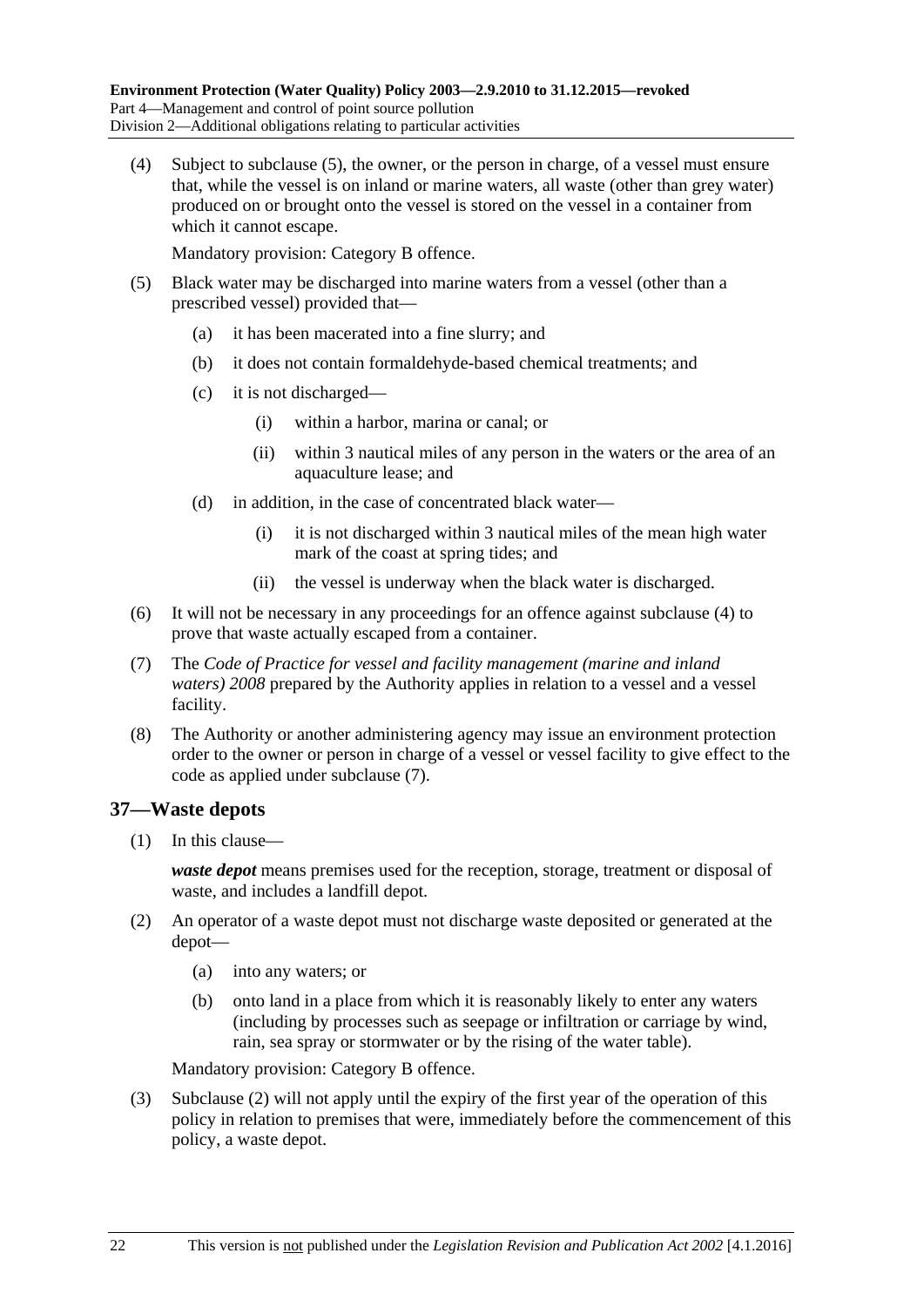(4) Subject to subclause (5), the owner, or the person in charge, of a vessel must ensure that, while the vessel is on inland or marine waters, all waste (other than grey water) produced on or brought onto the vessel is stored on the vessel in a container from which it cannot escape.

Mandatory provision: Category B offence.

(5) Black water may be discharged into marine waters from a vessel (other than a prescribed vessel) provided that—

(a) it has been macerated into a fine slurry; and

(b) it does not contain formaldehyde-based chemical treatments; and

(c) it is not discharged—

(i) within a harbor, marina or canal; or

(ii) within 3 nautical miles of any person in the waters or the area of an aquaculture lease; and

(d) in addition, in the case of concentrated black water—

(i) it is not discharged within 3 nautical miles of the mean high water mark of the coast at spring tides; and

(ii) the vessel is underway when the black water is discharged.

(6) It will not be necessary in any proceedings for an offence against subclause (4) to prove that waste actually escaped from a container.

(7) The *Code of Practice for vessel and facility management (marine and inland waters) 2008* prepared by the Authority applies in relation to a vessel and a vessel facility.

(8) The Authority or another administering agency may issue an environment protection order to the owner or person in charge of a vessel or vessel facility to give effect to the code as applied under subclause (7).

## 37—Waste depots

(1) In this clause—

***waste depot*** means premises used for the reception, storage, treatment or disposal of waste, and includes a landfill depot.

(2) An operator of a waste depot must not discharge waste deposited or generated at the depot—

(a) into any waters; or

(b) onto land in a place from which it is reasonably likely to enter any waters (including by processes such as seepage or infiltration or carriage by wind, rain, sea spray or stormwater or by the rising of the water table).

Mandatory provision: Category B offence.

(3) Subclause (2) will not apply until the expiry of the first year of the operation of this policy in relation to premises that were, immediately before the commencement of this policy, a waste depot.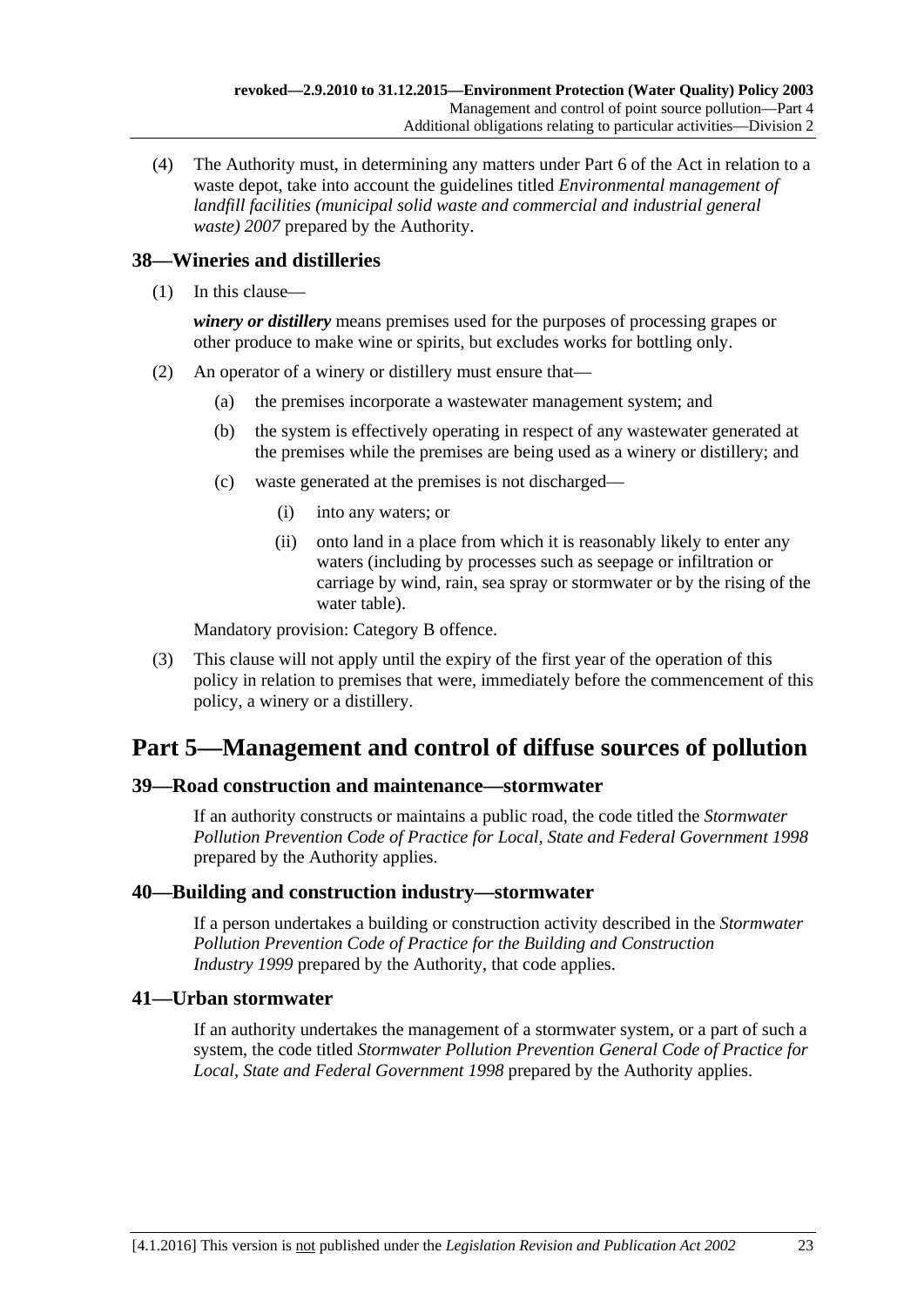(4) The Authority must, in determining any matters under Part 6 of the Act in relation to a waste depot, take into account the guidelines titled *Environmental management of landfill facilities (municipal solid waste and commercial and industrial general waste) 2007* prepared by the Authority.

### 38—Wineries and distilleries

(1) In this clause—

***winery or distillery*** means premises used for the purposes of processing grapes or other produce to make wine or spirits, but excludes works for bottling only.

(2) An operator of a winery or distillery must ensure that—

  (a) the premises incorporate a wastewater management system; and

  (b) the system is effectively operating in respect of any wastewater generated at the premises while the premises are being used as a winery or distillery; and

  (c) waste generated at the premises is not discharged—

    (i) into any waters; or

    (ii) onto land in a place from which it is reasonably likely to enter any waters (including by processes such as seepage or infiltration or carriage by wind, rain, sea spray or stormwater or by the rising of the water table).

Mandatory provision: Category B offence.

(3) This clause will not apply until the expiry of the first year of the operation of this policy in relation to premises that were, immediately before the commencement of this policy, a winery or a distillery.

## Part 5—Management and control of diffuse sources of pollution

### 39—Road construction and maintenance—stormwater

If an authority constructs or maintains a public road, the code titled the *Stormwater Pollution Prevention Code of Practice for Local, State and Federal Government 1998* prepared by the Authority applies.

### 40—Building and construction industry—stormwater

If a person undertakes a building or construction activity described in the *Stormwater Pollution Prevention Code of Practice for the Building and Construction Industry 1999* prepared by the Authority, that code applies.

### 41—Urban stormwater

If an authority undertakes the management of a stormwater system, or a part of such a system, the code titled *Stormwater Pollution Prevention General Code of Practice for Local, State and Federal Government 1998* prepared by the Authority applies.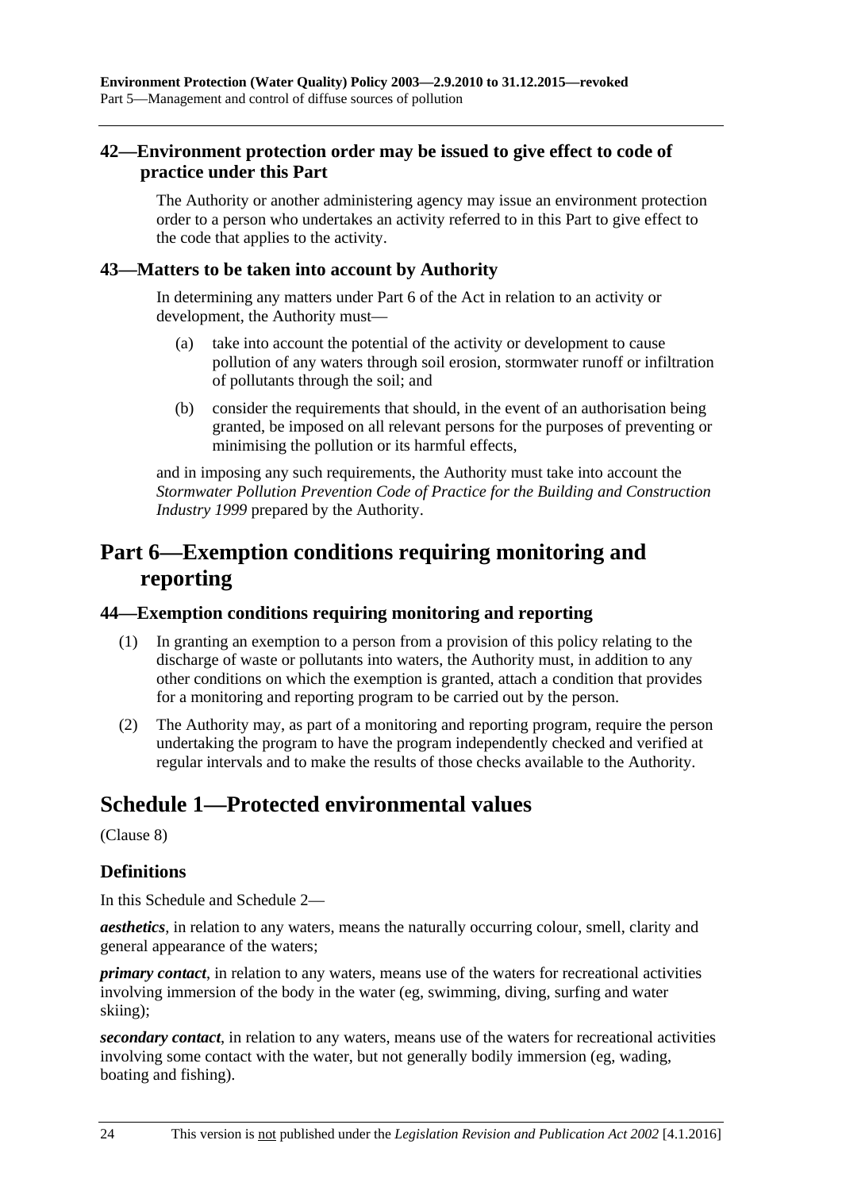### 42—Environment protection order may be issued to give effect to code of practice under this Part

The Authority or another administering agency may issue an environment protection order to a person who undertakes an activity referred to in this Part to give effect to the code that applies to the activity.

### 43—Matters to be taken into account by Authority

In determining any matters under Part 6 of the Act in relation to an activity or development, the Authority must—

(a) take into account the potential of the activity or development to cause pollution of any waters through soil erosion, stormwater runoff or infiltration of pollutants through the soil; and

(b) consider the requirements that should, in the event of an authorisation being granted, be imposed on all relevant persons for the purposes of preventing or minimising the pollution or its harmful effects,

and in imposing any such requirements, the Authority must take into account the *Stormwater Pollution Prevention Code of Practice for the Building and Construction Industry 1999* prepared by the Authority.

## Part 6—Exemption conditions requiring monitoring and reporting

### 44—Exemption conditions requiring monitoring and reporting

(1) In granting an exemption to a person from a provision of this policy relating to the discharge of waste or pollutants into waters, the Authority must, in addition to any other conditions on which the exemption is granted, attach a condition that provides for a monitoring and reporting program to be carried out by the person.

(2) The Authority may, as part of a monitoring and reporting program, require the person undertaking the program to have the program independently checked and verified at regular intervals and to make the results of those checks available to the Authority.

## Schedule 1—Protected environmental values

(Clause 8)

### Definitions

In this Schedule and Schedule 2—

***aesthetics***, in relation to any waters, means the naturally occurring colour, smell, clarity and general appearance of the waters;

***primary contact***, in relation to any waters, means use of the waters for recreational activities involving immersion of the body in the water (eg, swimming, diving, surfing and water skiing);

***secondary contact***, in relation to any waters, means use of the waters for recreational activities involving some contact with the water, but not generally bodily immersion (eg, wading, boating and fishing).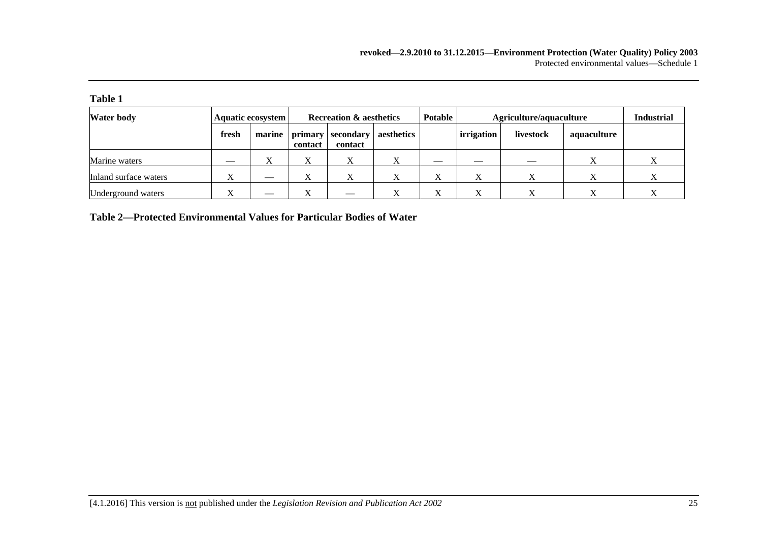**Table 1**

| Water body | Aquatic ecosystem | | Recreation & aesthetics | | | Potable | Agriculture/aquaculture | | | Industrial |
|---|---|---|---|---|---|---|---|---|---|---|
| | fresh | marine | primary contact | secondary contact | aesthetics | | irrigation | livestock | aquaculture | |
| Marine waters | — | X | X | X | X | — | — | — | X | X |
| Inland surface waters | X | — | X | X | X | X | X | X | X | X |
| Underground waters | X | — | X | — | X | X | X | X | X | X |

**Table 2—Protected Environmental Values for Particular Bodies of Water**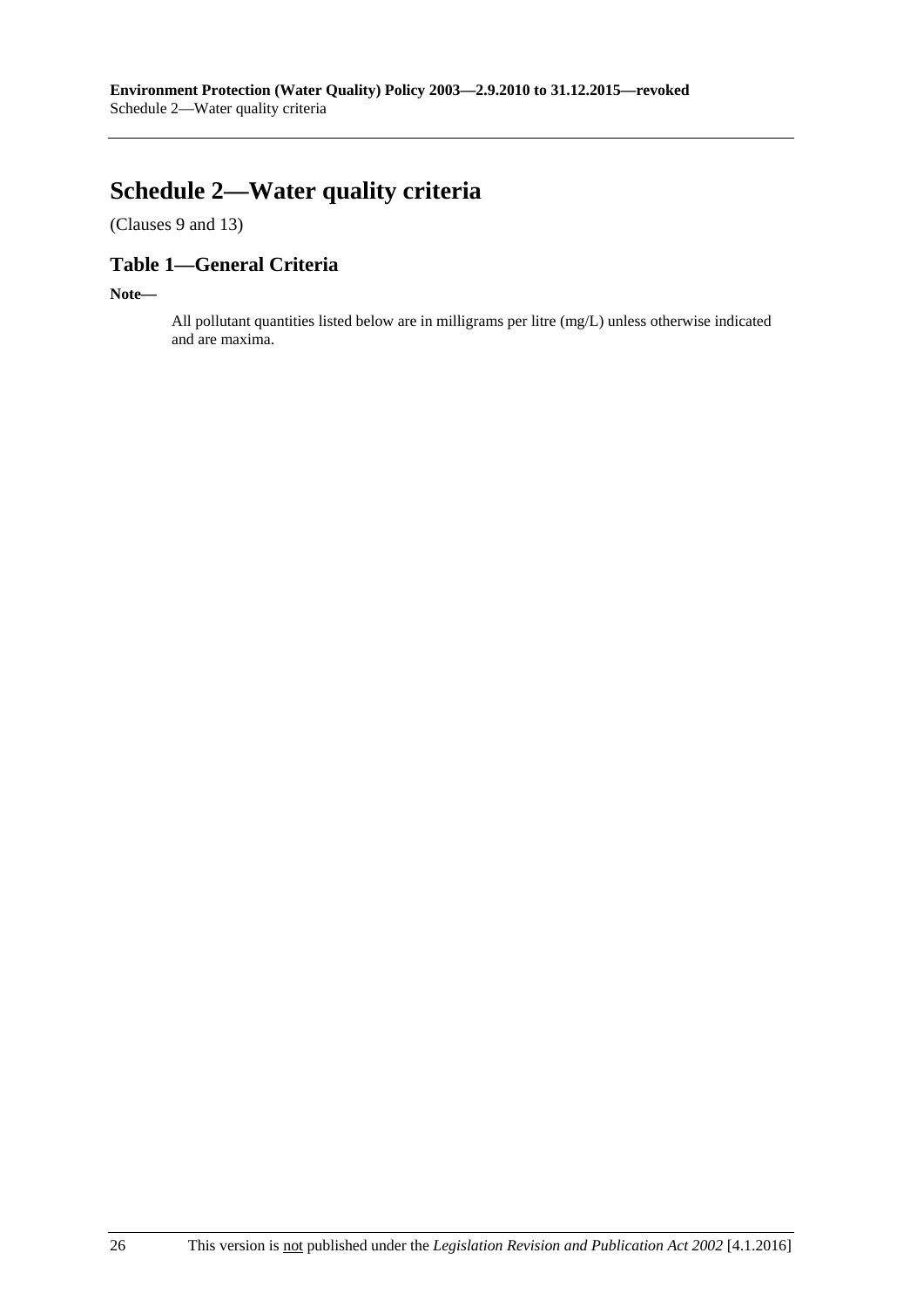# Schedule 2—Water quality criteria

(Clauses 9 and 13)

## Table 1—General Criteria

**Note—**

All pollutant quantities listed below are in milligrams per litre (mg/L) unless otherwise indicated and are maxima.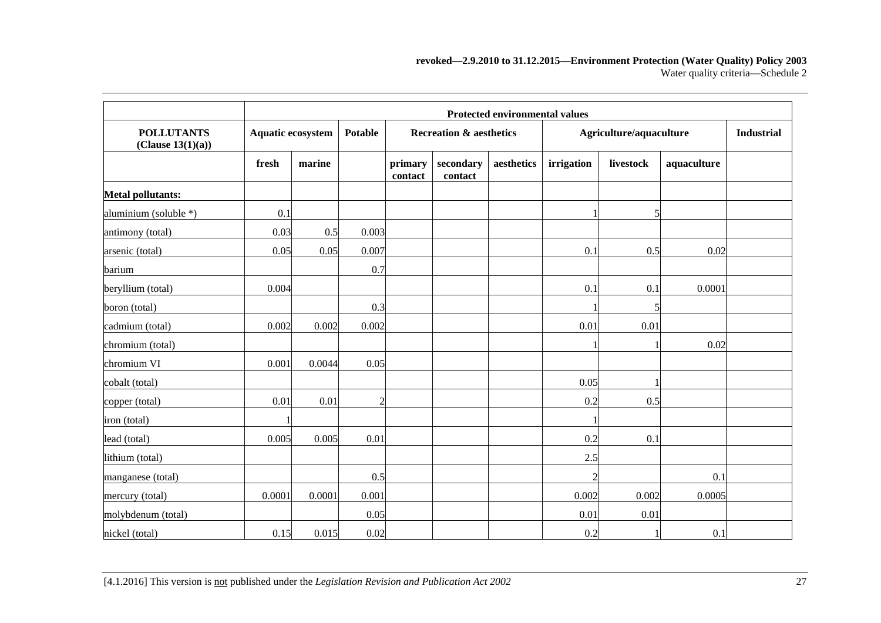| | Protected environmental values | | | | | | | | | |
|---|---|---|---|---|---|---|---|---|---|---|
| **POLLUTANTS (Clause 13(1)(a))** | **Aquatic ecosystem** | | **Potable** | **Recreation & aesthetics** | | | **Agriculture/aquaculture** | | | **Industrial** |
| | **fresh** | **marine** | | **primary contact** | **secondary contact** | **aesthetics** | **irrigation** | **livestock** | **aquaculture** | |
| **Metal pollutants:** | | | | | | | | | | |
| aluminium (soluble *) | 0.1 | | | | | | 1 | 5 | | |
| antimony (total) | 0.03 | 0.5 | 0.003 | | | | | | | |
| arsenic (total) | 0.05 | 0.05 | 0.007 | | | | 0.1 | 0.5 | 0.02 | |
| barium | | | 0.7 | | | | | | | |
| beryllium (total) | 0.004 | | | | | | 0.1 | 0.1 | 0.0001 | |
| boron (total) | | | 0.3 | | | | 1 | 5 | | |
| cadmium (total) | 0.002 | 0.002 | 0.002 | | | | 0.01 | 0.01 | | |
| chromium (total) | | | | | | | 1 | 1 | 0.02 | |
| chromium VI | 0.001 | 0.0044 | 0.05 | | | | | | | |
| cobalt (total) | | | | | | | 0.05 | 1 | | |
| copper (total) | 0.01 | 0.01 | 2 | | | | 0.2 | 0.5 | | |
| iron (total) | 1 | | | | | | 1 | | | |
| lead (total) | 0.005 | 0.005 | 0.01 | | | | 0.2 | 0.1 | | |
| lithium (total) | | | | | | | 2.5 | | | |
| manganese (total) | | | 0.5 | | | | 2 | | 0.1 | |
| mercury (total) | 0.0001 | 0.0001 | 0.001 | | | | 0.002 | 0.002 | 0.0005 | |
| molybdenum (total) | | | 0.05 | | | | 0.01 | 0.01 | | |
| nickel (total) | 0.15 | 0.015 | 0.02 | | | | 0.2 | 1 | 0.1 | |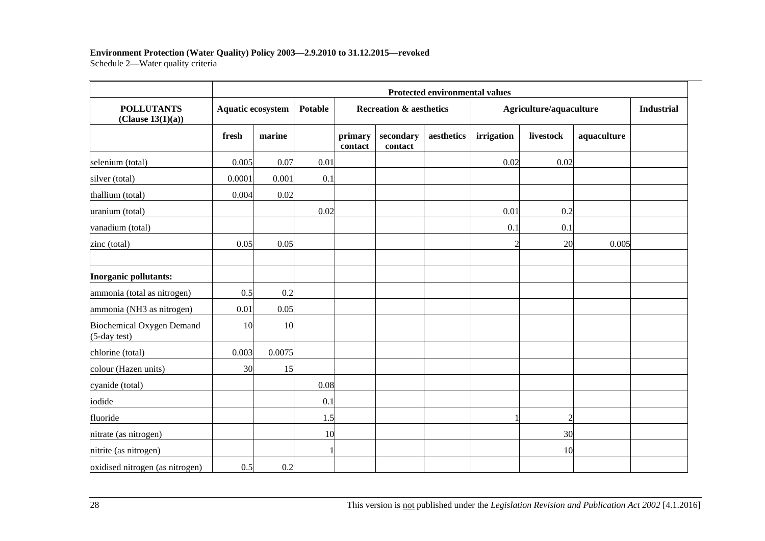| | Protected environmental values | | | | | | | | | |
|---|---|---|---|---|---|---|---|---|---|---|
| **POLLUTANTS (Clause 13(1)(a))** | **Aquatic ecosystem** | | **Potable** | **Recreation & aesthetics** | | | **Agriculture/aquaculture** | | | **Industrial** |
| | **fresh** | **marine** | | **primary contact** | **secondary contact** | **aesthetics** | **irrigation** | **livestock** | **aquaculture** | |
| selenium (total) | 0.005 | 0.07 | 0.01 | | | | 0.02 | 0.02 | | |
| silver (total) | 0.0001 | 0.001 | 0.1 | | | | | | | |
| thallium (total) | 0.004 | 0.02 | | | | | | | | |
| uranium (total) | | | 0.02 | | | | 0.01 | 0.2 | | |
| vanadium (total) | | | | | | | 0.1 | 0.1 | | |
| zinc (total) | 0.05 | 0.05 | | | | | 2 | 20 | 0.005 | |
| | | | | | | | | | | |
| **Inorganic pollutants:** | | | | | | | | | | |
| ammonia (total as nitrogen) | 0.5 | 0.2 | | | | | | | | |
| ammonia (NH3 as nitrogen) | 0.01 | 0.05 | | | | | | | | |
| Biochemical Oxygen Demand (5-day test) | 10 | 10 | | | | | | | | |
| chlorine (total) | 0.003 | 0.0075 | | | | | | | | |
| colour (Hazen units) | 30 | 15 | | | | | | | | |
| cyanide (total) | | | 0.08 | | | | | | | |
| iodide | | | 0.1 | | | | | | | |
| fluoride | | | 1.5 | | | | 1 | 2 | | |
| nitrate (as nitrogen) | | | 10 | | | | | 30 | | |
| nitrite (as nitrogen) | | | 1 | | | | | 10 | | |
| oxidised nitrogen (as nitrogen) | 0.5 | 0.2 | | | | | | | | |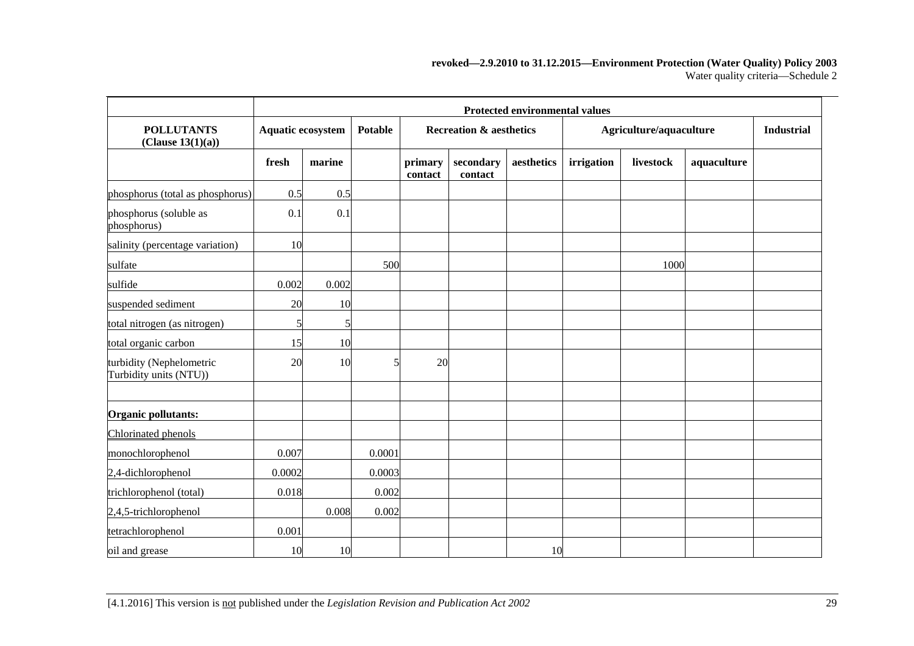| | Protected environmental values | | | | | | | | | |
|---|---|---|---|---|---|---|---|---|---|---|
| **POLLUTANTS (Clause 13(1)(a))** | **Aquatic ecosystem** | | **Potable** | **Recreation & aesthetics** | | | **Agriculture/aquaculture** | | | **Industrial** |
| | **fresh** | **marine** | | **primary contact** | **secondary contact** | **aesthetics** | **irrigation** | **livestock** | **aquaculture** | |
| phosphorus (total as phosphorus) | 0.5 | 0.5 | | | | | | | | |
| phosphorus (soluble as phosphorus) | 0.1 | 0.1 | | | | | | | | |
| salinity (percentage variation) | 10 | | | | | | | | | |
| sulfate | | | 500 | | | | | 1000 | | |
| sulfide | 0.002 | 0.002 | | | | | | | | |
| suspended sediment | 20 | 10 | | | | | | | | |
| total nitrogen (as nitrogen) | 5 | 5 | | | | | | | | |
| total organic carbon | 15 | 10 | | | | | | | | |
| turbidity (Nephelometric Turbidity units (NTU)) | 20 | 10 | 5 | 20 | | | | | | |
| | | | | | | | | | | |
| **Organic pollutants:** | | | | | | | | | | |
| Chlorinated phenols | | | | | | | | | | |
| monochlorophenol | 0.007 | | 0.0001 | | | | | | | |
| 2,4-dichlorophenol | 0.0002 | | 0.0003 | | | | | | | |
| trichlorophenol (total) | 0.018 | | 0.002 | | | | | | | |
| 2,4,5-trichlorophenol | | 0.008 | 0.002 | | | | | | | |
| tetrachlorophenol | 0.001 | | | | | | | | | |
| oil and grease | 10 | 10 | | | | 10 | | | | |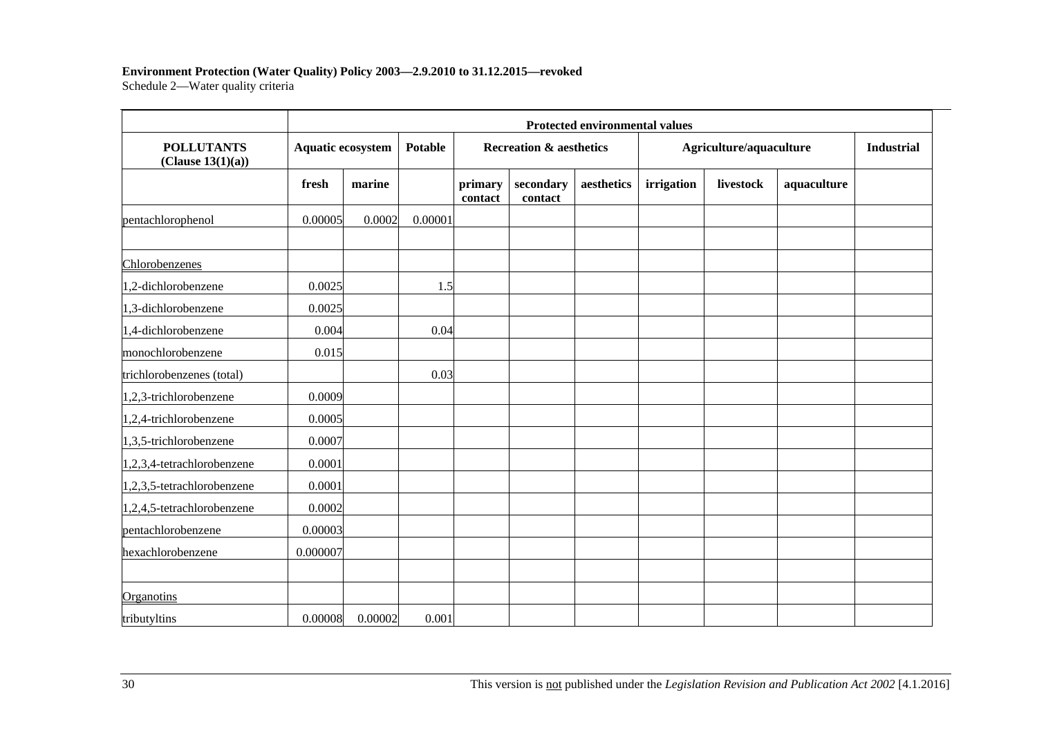**Environment Protection (Water Quality) Policy 2003—2.9.2010 to 31.12.2015—revoked**
Schedule 2—Water quality criteria

| | Protected environmental values | | | | | | | | | |
|---|---|---|---|---|---|---|---|---|---|---|
| **POLLUTANTS (Clause 13(1)(a))** | **Aquatic ecosystem** | | **Potable** | **Recreation & aesthetics** | | | **Agriculture/aquaculture** | | | **Industrial** |
| | **fresh** | **marine** | | **primary contact** | **secondary contact** | **aesthetics** | **irrigation** | **livestock** | **aquaculture** | |
| pentachlorophenol | 0.00005 | 0.0002 | 0.00001 | | | | | | | |
| | | | | | | | | | | |
| Chlorobenzenes | | | | | | | | | | |
| 1,2-dichlorobenzene | 0.0025 | | 1.5 | | | | | | | |
| 1,3-dichlorobenzene | 0.0025 | | | | | | | | | |
| 1,4-dichlorobenzene | 0.004 | | 0.04 | | | | | | | |
| monochlorobenzene | 0.015 | | | | | | | | | |
| trichlorobenzenes (total) | | | 0.03 | | | | | | | |
| 1,2,3-trichlorobenzene | 0.0009 | | | | | | | | | |
| 1,2,4-trichlorobenzene | 0.0005 | | | | | | | | | |
| 1,3,5-trichlorobenzene | 0.0007 | | | | | | | | | |
| 1,2,3,4-tetrachlorobenzene | 0.0001 | | | | | | | | | |
| 1,2,3,5-tetrachlorobenzene | 0.0001 | | | | | | | | | |
| 1,2,4,5-tetrachlorobenzene | 0.0002 | | | | | | | | | |
| pentachlorobenzene | 0.00003 | | | | | | | | | |
| hexachlorobenzene | 0.000007 | | | | | | | | | |
| | | | | | | | | | | |
| Organotins | | | | | | | | | | |
| tributyltins | 0.00008 | 0.00002 | 0.001 | | | | | | | |

This version is not published under the *Legislation Revision and Publication Act 2002* [4.1.2016]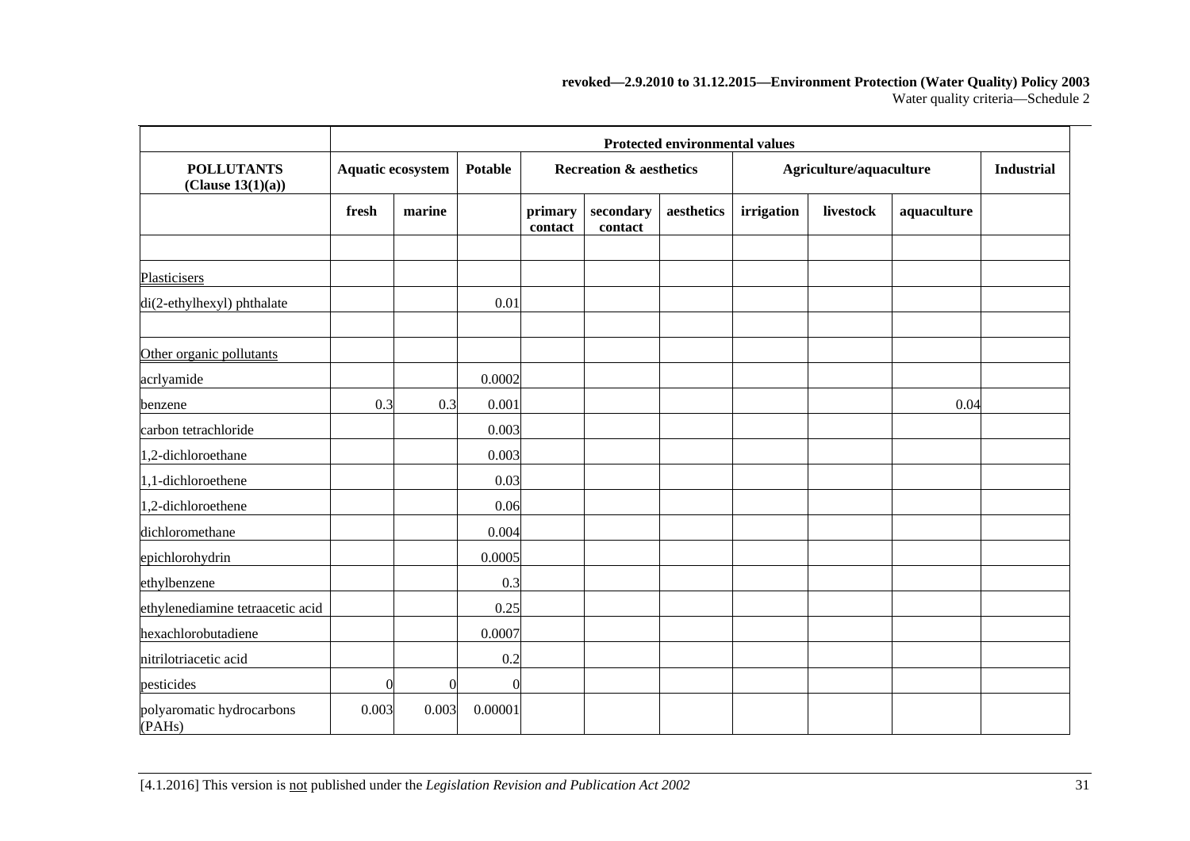| | Protected environmental values | | | | | | | | | |
|---|---|---|---|---|---|---|---|---|---|---|
| **POLLUTANTS (Clause 13(1)(a))** | **Aquatic ecosystem** | | **Potable** | **Recreation & aesthetics** | | | **Agriculture/aquaculture** | | | **Industrial** |
| | **fresh** | **marine** | | **primary contact** | **secondary contact** | **aesthetics** | **irrigation** | **livestock** | **aquaculture** | |
| | | | | | | | | | | |
| Plasticisers | | | | | | | | | | |
| di(2-ethylhexyl) phthalate | | | 0.01 | | | | | | | |
| | | | | | | | | | | |
| Other organic pollutants | | | | | | | | | | |
| acrlyamide | | | 0.0002 | | | | | | | |
| benzene | 0.3 | 0.3 | 0.001 | | | | | | 0.04 | |
| carbon tetrachloride | | | 0.003 | | | | | | | |
| 1,2-dichloroethane | | | 0.003 | | | | | | | |
| 1,1-dichloroethene | | | 0.03 | | | | | | | |
| 1,2-dichloroethene | | | 0.06 | | | | | | | |
| dichloromethane | | | 0.004 | | | | | | | |
| epichlorohydrin | | | 0.0005 | | | | | | | |
| ethylbenzene | | | 0.3 | | | | | | | |
| ethylenediamine tetraacetic acid | | | 0.25 | | | | | | | |
| hexachlorobutadiene | | | 0.0007 | | | | | | | |
| nitrilotriacetic acid | | | 0.2 | | | | | | | |
| pesticides | 0 | 0 | 0 | | | | | | | |
| polyaromatic hydrocarbons (PAHs) | 0.003 | 0.003 | 0.00001 | | | | | | | |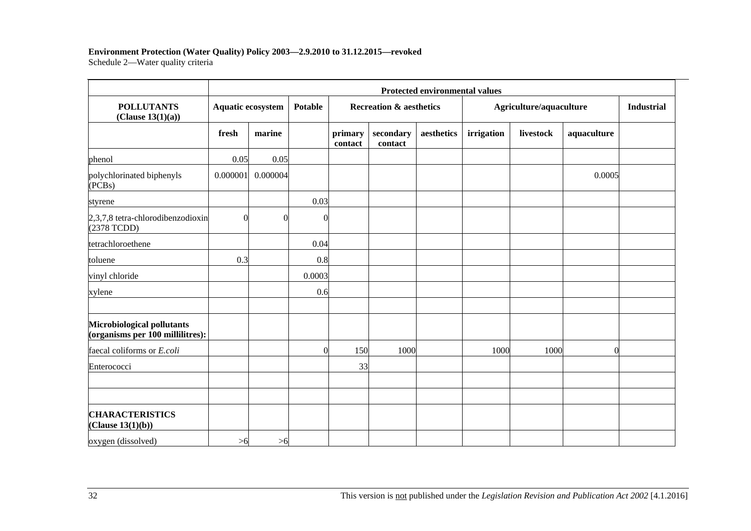**Environment Protection (Water Quality) Policy 2003—2.9.2010 to 31.12.2015—revoked**
Schedule 2—Water quality criteria

| | Protected environmental values | | | | | | | | | |
|---|---|---|---|---|---|---|---|---|---|---|
| **POLLUTANTS (Clause 13(1)(a))** | **Aquatic ecosystem** | | **Potable** | **Recreation & aesthetics** | | | **Agriculture/aquaculture** | | | **Industrial** |
| | **fresh** | **marine** | | **primary contact** | **secondary contact** | **aesthetics** | **irrigation** | **livestock** | **aquaculture** | |
| phenol | 0.05 | 0.05 | | | | | | | | |
| polychlorinated biphenyls (PCBs) | 0.000001 | 0.000004 | | | | | | | 0.0005 | |
| styrene | | | 0.03 | | | | | | | |
| 2,3,7,8 tetra-chlorodibenzodioxin (2378 TCDD) | 0 | 0 | 0 | | | | | | | |
| tetrachloroethene | | | 0.04 | | | | | | | |
| toluene | 0.3 | | 0.8 | | | | | | | |
| vinyl chloride | | | 0.0003 | | | | | | | |
| xylene | | | 0.6 | | | | | | | |
| | | | | | | | | | | |
| **Microbiological pollutants (organisms per 100 millilitres):** | | | | | | | | | | |
| faecal coliforms or *E.coli* | | | 0 | 150 | 1000 | | 1000 | 1000 | 0 | |
| Enterococci | | | | 33 | | | | | | |
| | | | | | | | | | | |
| | | | | | | | | | | |
| **CHARACTERISTICS (Clause 13(1)(b))** | | | | | | | | | | |
| oxygen (dissolved) | >6 | >6 | | | | | | | | |

This version is not published under the *Legislation Revision and Publication Act 2002* [4.1.2016]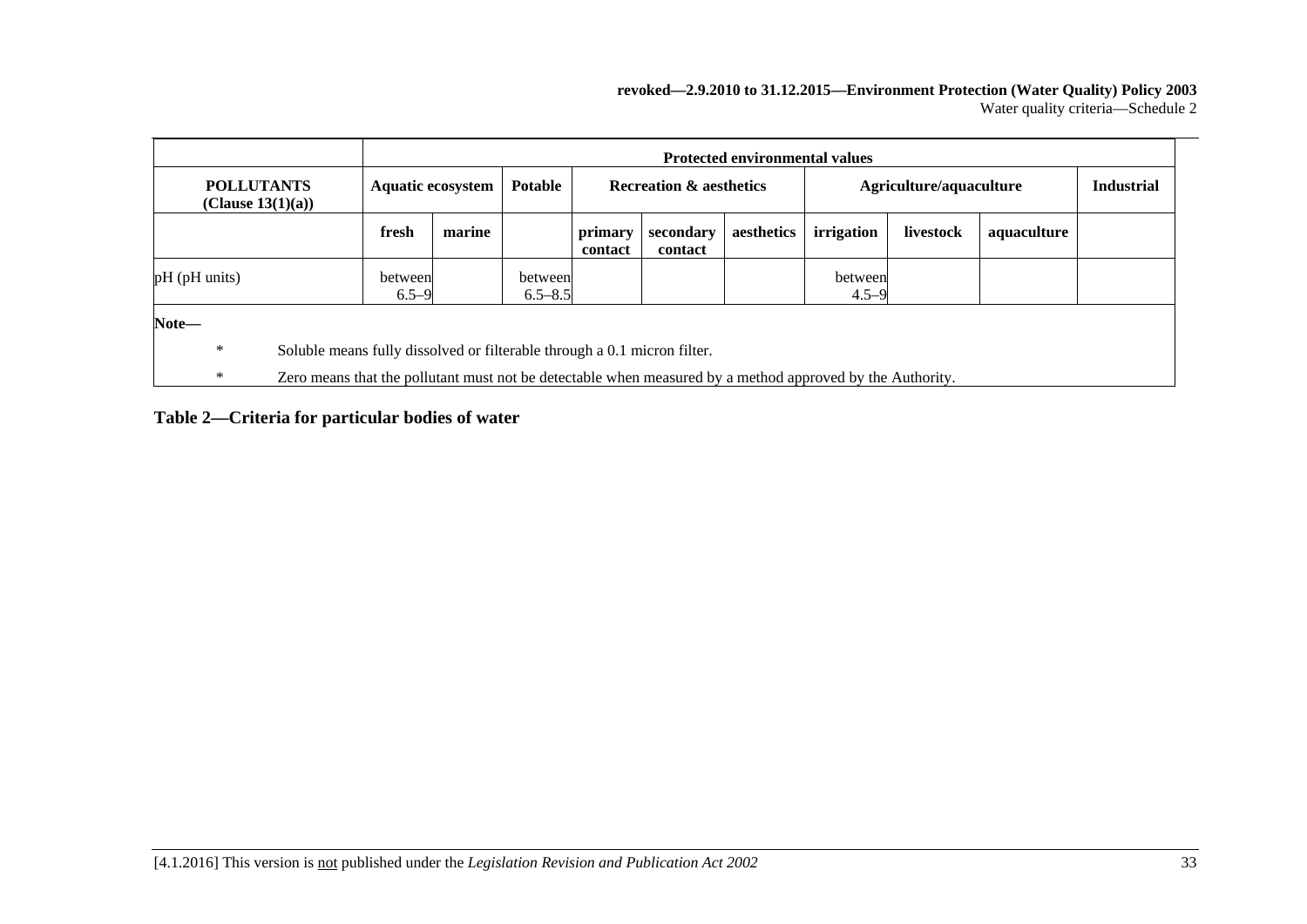| | Protected environmental values | | | | | | | | | |
|---|---|---|---|---|---|---|---|---|---|---|
| **POLLUTANTS (Clause 13(1)(a))** | **Aquatic ecosystem** | | **Potable** | **Recreation & aesthetics** | | | **Agriculture/aquaculture** | | | **Industrial** |
| | **fresh** | **marine** | | **primary contact** | **secondary contact** | **aesthetics** | **irrigation** | **livestock** | **aquaculture** | |
| pH (pH units) | between 6.5–9 | | between 6.5–8.5 | | | | between 4.5–9 | | | |

**Note—**

\* Soluble means fully dissolved or filterable through a 0.1 micron filter.

\* Zero means that the pollutant must not be detectable when measured by a method approved by the Authority.

## Table 2—Criteria for particular bodies of water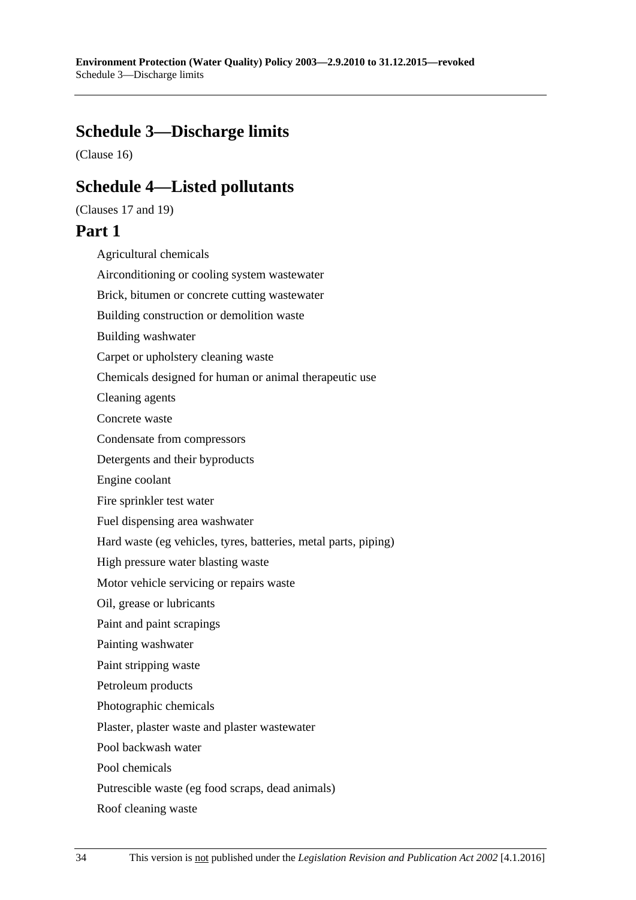## Schedule 3—Discharge limits

(Clause 16)

## Schedule 4—Listed pollutants

(Clauses 17 and 19)

### Part 1

Agricultural chemicals

Airconditioning or cooling system wastewater

Brick, bitumen or concrete cutting wastewater

Building construction or demolition waste

Building washwater

Carpet or upholstery cleaning waste

Chemicals designed for human or animal therapeutic use

Cleaning agents

Concrete waste

Condensate from compressors

Detergents and their byproducts

Engine coolant

Fire sprinkler test water

Fuel dispensing area washwater

Hard waste (eg vehicles, tyres, batteries, metal parts, piping)

High pressure water blasting waste

Motor vehicle servicing or repairs waste

Oil, grease or lubricants

Paint and paint scrapings

Painting washwater

Paint stripping waste

Petroleum products

Photographic chemicals

Plaster, plaster waste and plaster wastewater

Pool backwash water

Pool chemicals

Putrescible waste (eg food scraps, dead animals)

Roof cleaning waste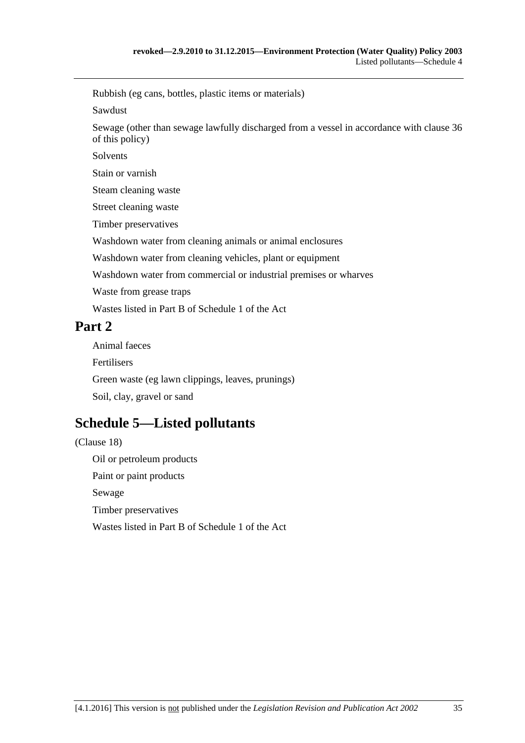Rubbish (eg cans, bottles, plastic items or materials)

Sawdust

Sewage (other than sewage lawfully discharged from a vessel in accordance with clause 36 of this policy)

Solvents

Stain or varnish

Steam cleaning waste

Street cleaning waste

Timber preservatives

Washdown water from cleaning animals or animal enclosures

Washdown water from cleaning vehicles, plant or equipment

Washdown water from commercial or industrial premises or wharves

Waste from grease traps

Wastes listed in Part B of Schedule 1 of the Act

## Part 2

Animal faeces

Fertilisers

Green waste (eg lawn clippings, leaves, prunings)

Soil, clay, gravel or sand

# Schedule 5—Listed pollutants

(Clause 18)

Oil or petroleum products

Paint or paint products

Sewage

Timber preservatives

Wastes listed in Part B of Schedule 1 of the Act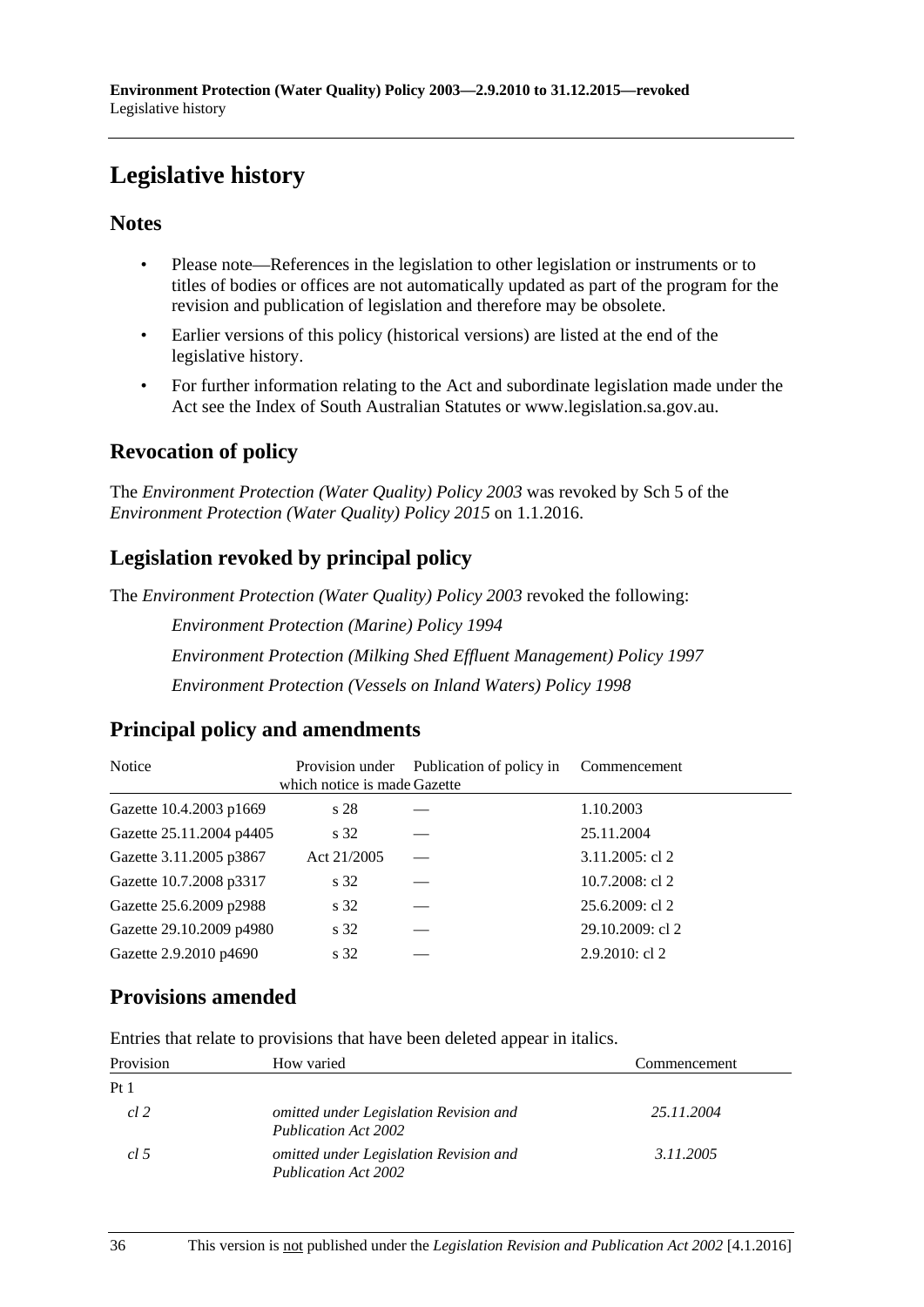# Legislative history

## Notes

- Please note—References in the legislation to other legislation or instruments or to titles of bodies or offices are not automatically updated as part of the program for the revision and publication of legislation and therefore may be obsolete.
- Earlier versions of this policy (historical versions) are listed at the end of the legislative history.
- For further information relating to the Act and subordinate legislation made under the Act see the Index of South Australian Statutes or www.legislation.sa.gov.au.

## Revocation of policy

The *Environment Protection (Water Quality) Policy 2003* was revoked by Sch 5 of the *Environment Protection (Water Quality) Policy 2015* on 1.1.2016.

## Legislation revoked by principal policy

The *Environment Protection (Water Quality) Policy 2003* revoked the following:

*Environment Protection (Marine) Policy 1994*

*Environment Protection (Milking Shed Effluent Management) Policy 1997*

*Environment Protection (Vessels on Inland Waters) Policy 1998*

## Principal policy and amendments

| Notice | Provision under which notice is made | Publication of policy in Gazette | Commencement |
|---|---|---|---|
| Gazette 10.4.2003 p1669 | s 28 | — | 1.10.2003 |
| Gazette 25.11.2004 p4405 | s 32 | — | 25.11.2004 |
| Gazette 3.11.2005 p3867 | Act 21/2005 | — | 3.11.2005: cl 2 |
| Gazette 10.7.2008 p3317 | s 32 | — | 10.7.2008: cl 2 |
| Gazette 25.6.2009 p2988 | s 32 | — | 25.6.2009: cl 2 |
| Gazette 29.10.2009 p4980 | s 32 | — | 29.10.2009: cl 2 |
| Gazette 2.9.2010 p4690 | s 32 | — | 2.9.2010: cl 2 |

## Provisions amended

Entries that relate to provisions that have been deleted appear in italics.

| Provision | How varied | Commencement |
|---|---|---|
| Pt 1 | | |
| *cl 2* | *omitted under Legislation Revision and Publication Act 2002* | *25.11.2004* |
| *cl 5* | *omitted under Legislation Revision and Publication Act 2002* | *3.11.2005* |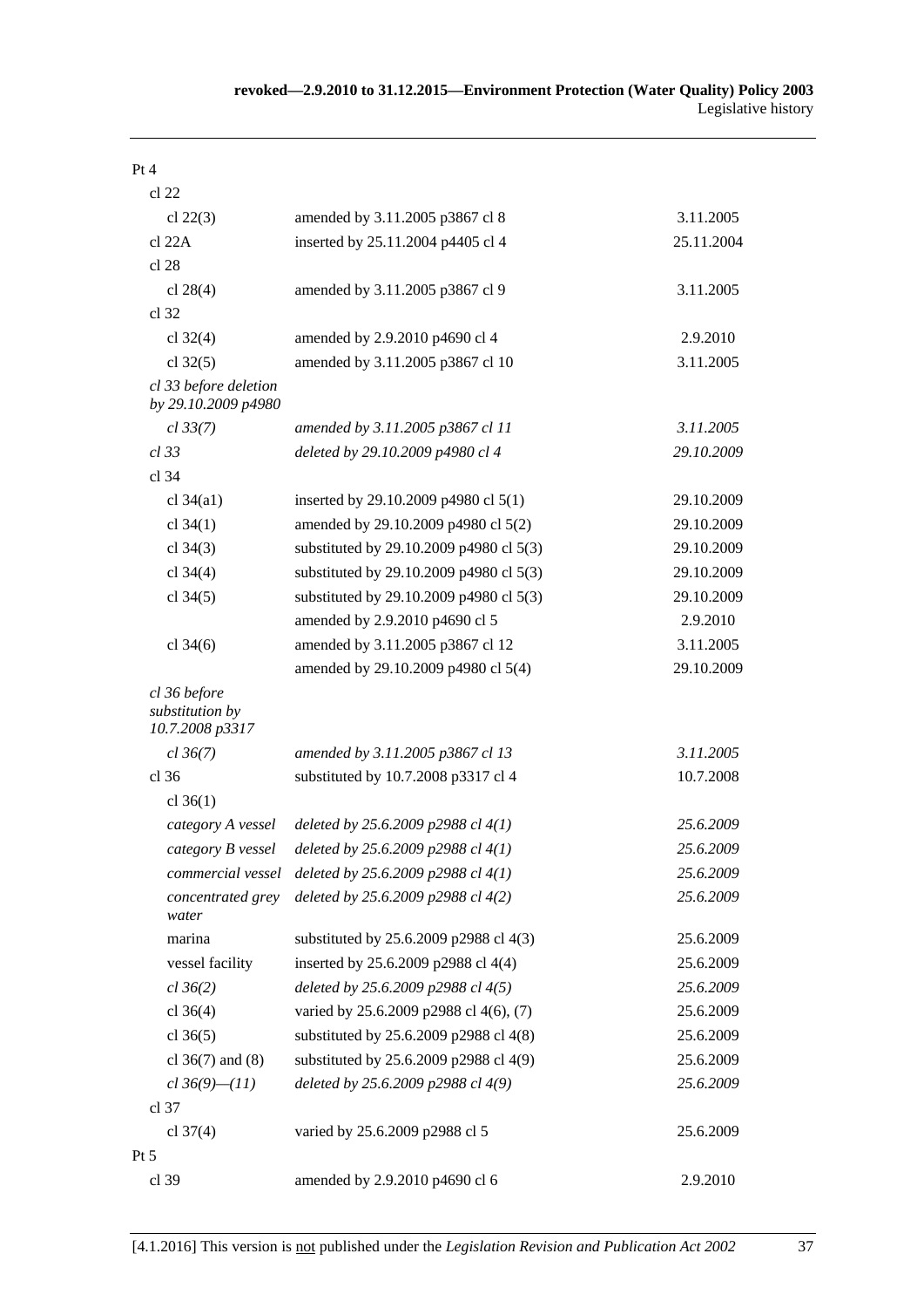| Provision | How varied | Commencement |
|---|---|---|
| Pt 4 | | |
| cl 22 | | |
| cl 22(3) | amended by 3.11.2005 p3867 cl 8 | 3.11.2005 |
| cl 22A | inserted by 25.11.2004 p4405 cl 4 | 25.11.2004 |
| cl 28 | | |
| cl 28(4) | amended by 3.11.2005 p3867 cl 9 | 3.11.2005 |
| cl 32 | | |
| cl 32(4) | amended by 2.9.2010 p4690 cl 4 | 2.9.2010 |
| cl 32(5) | amended by 3.11.2005 p3867 cl 10 | 3.11.2005 |
| *cl 33 before deletion by 29.10.2009 p4980* | | |
| *cl 33(7)* | *amended by 3.11.2005 p3867 cl 11* | *3.11.2005* |
| *cl 33* | *deleted by 29.10.2009 p4980 cl 4* | *29.10.2009* |
| cl 34 | | |
| cl 34(a1) | inserted by 29.10.2009 p4980 cl 5(1) | 29.10.2009 |
| cl 34(1) | amended by 29.10.2009 p4980 cl 5(2) | 29.10.2009 |
| cl 34(3) | substituted by 29.10.2009 p4980 cl 5(3) | 29.10.2009 |
| cl 34(4) | substituted by 29.10.2009 p4980 cl 5(3) | 29.10.2009 |
| cl 34(5) | substituted by 29.10.2009 p4980 cl 5(3) | 29.10.2009 |
| | amended by 2.9.2010 p4690 cl 5 | 2.9.2010 |
| cl 34(6) | amended by 3.11.2005 p3867 cl 12 | 3.11.2005 |
| | amended by 29.10.2009 p4980 cl 5(4) | 29.10.2009 |
| *cl 36 before substitution by 10.7.2008 p3317* | | |
| *cl 36(7)* | *amended by 3.11.2005 p3867 cl 13* | *3.11.2005* |
| cl 36 | substituted by 10.7.2008 p3317 cl 4 | 10.7.2008 |
| cl 36(1) | | |
| *category A vessel* | *deleted by 25.6.2009 p2988 cl 4(1)* | *25.6.2009* |
| *category B vessel* | *deleted by 25.6.2009 p2988 cl 4(1)* | *25.6.2009* |
| *commercial vessel* | *deleted by 25.6.2009 p2988 cl 4(1)* | *25.6.2009* |
| *concentrated grey water* | *deleted by 25.6.2009 p2988 cl 4(2)* | *25.6.2009* |
| marina | substituted by 25.6.2009 p2988 cl 4(3) | 25.6.2009 |
| vessel facility | inserted by 25.6.2009 p2988 cl 4(4) | 25.6.2009 |
| *cl 36(2)* | *deleted by 25.6.2009 p2988 cl 4(5)* | *25.6.2009* |
| cl 36(4) | varied by 25.6.2009 p2988 cl 4(6), (7) | 25.6.2009 |
| cl 36(5) | substituted by 25.6.2009 p2988 cl 4(8) | 25.6.2009 |
| cl 36(7) and (8) | substituted by 25.6.2009 p2988 cl 4(9) | 25.6.2009 |
| *cl 36(9)—(11)* | *deleted by 25.6.2009 p2988 cl 4(9)* | *25.6.2009* |
| cl 37 | | |
| cl 37(4) | varied by 25.6.2009 p2988 cl 5 | 25.6.2009 |
| Pt 5 | | |
| cl 39 | amended by 2.9.2010 p4690 cl 6 | 2.9.2010 |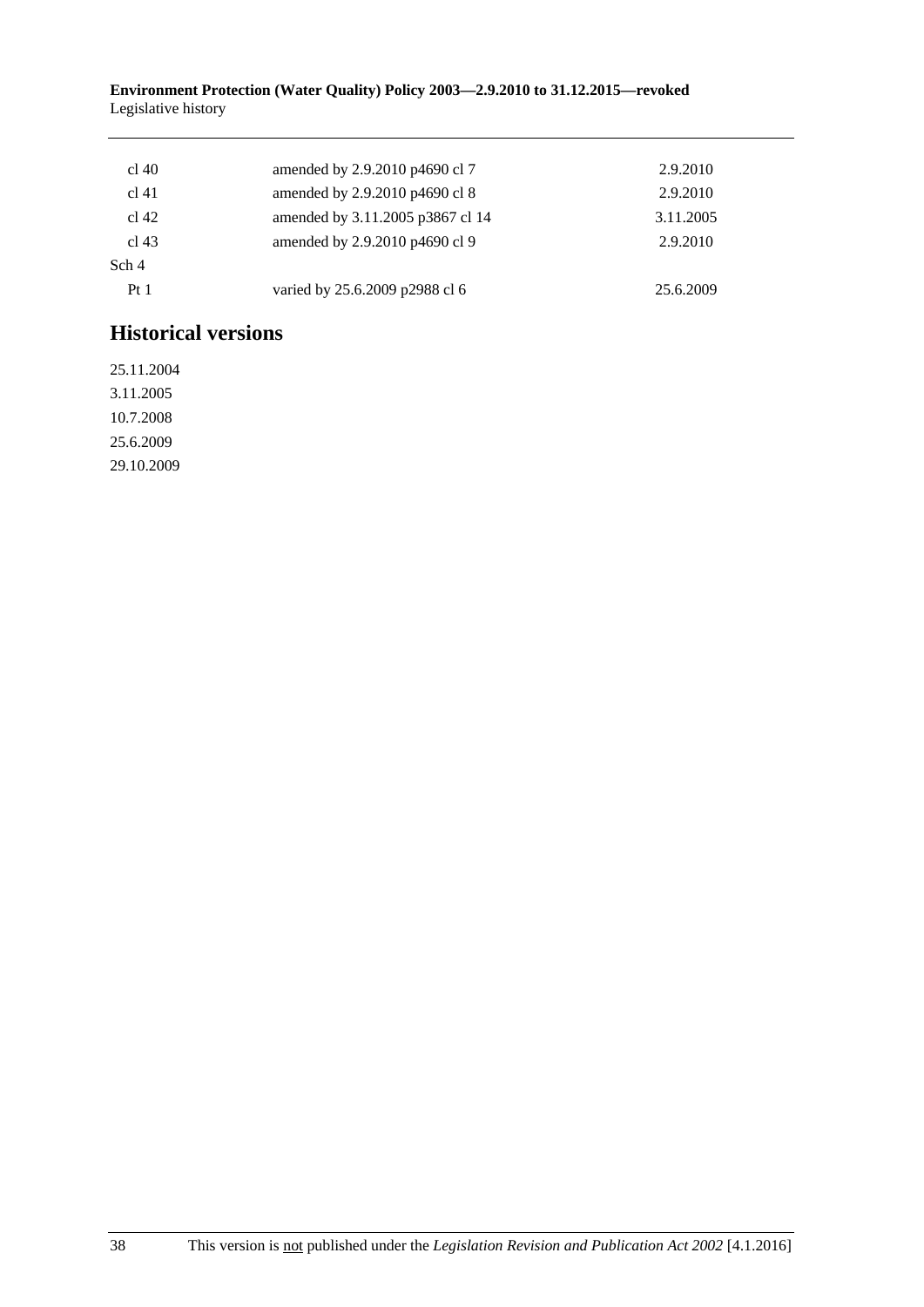| | | |
|---|---|---|
| cl 40 | amended by 2.9.2010 p4690 cl 7 | 2.9.2010 |
| cl 41 | amended by 2.9.2010 p4690 cl 8 | 2.9.2010 |
| cl 42 | amended by 3.11.2005 p3867 cl 14 | 3.11.2005 |
| cl 43 | amended by 2.9.2010 p4690 cl 9 | 2.9.2010 |
| Sch 4 | | |
| Pt 1 | varied by 25.6.2009 p2988 cl 6 | 25.6.2009 |

## Historical versions

25.11.2004

3.11.2005

10.7.2008

25.6.2009

29.10.2009